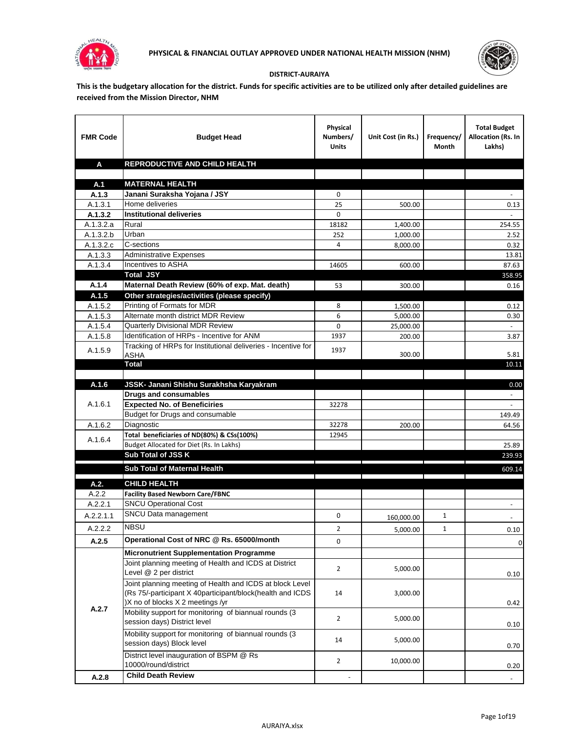**PHYSICAL & FINANCIAL OUTLAY APPROVED UNDER NATIONAL HEALTH MISSION (NHM)**

**DISTRICT-AURAIYA**

**This is the budgetary allocation for the district. Funds for specific activities are to be utilized only after detailed guidelines are received from the Mission Director, NHM**

| FMR Code | Budget Head | Physical Numbers/ Units | Unit Cost (in Rs.) | Frequency/ Month | Total Budget Allocation (Rs. In Lakhs) |
|---|---|---|---|---|---|
| **A** | **REPRODUCTIVE AND CHILD HEALTH** | | | | |
| | | | | | |
| **A.1** | **MATERNAL HEALTH** | | | | |
| **A.1.3** | **Janani Suraksha Yojana / JSY** | 0 | | | - |
| A.1.3.1 | Home deliveries | 25 | 500.00 | | 0.13 |
| **A.1.3.2** | **Institutional deliveries** | 0 | | | - |
| A.1.3.2.a | Rural | 18182 | 1,400.00 | | 254.55 |
| A.1.3.2.b | Urban | 252 | 1,000.00 | | 2.52 |
| A.1.3.2.c | C-sections | 4 | 8,000.00 | | 0.32 |
| A.1.3.3 | Administrative Expenses | | | | 13.81 |
| A.1.3.4 | Incentives to ASHA | 14605 | 600.00 | | 87.63 |
| | **Total JSY** | | | | 358.95 |
| **A.1.4** | **Maternal Death Review (60% of exp. Mat. death)** | 53 | 300.00 | | 0.16 |
| **A.1.5** | **Other strategies/activities (please specify)** | | | | |
| A.1.5.2 | Printing of Formats for MDR | 8 | 1,500.00 | | 0.12 |
| A.1.5.3 | Alternate month district MDR Review | 6 | 5,000.00 | | 0.30 |
| A.1.5.4 | Quarterly Divisional MDR Review | 0 | 25,000.00 | | - |
| A.1.5.8 | Identification of HRPs - Incentive for ANM | 1937 | 200.00 | | 3.87 |
| A.1.5.9 | Tracking of HRPs for Institutional deliveries - Incentive for ASHA | 1937 | 300.00 | | 5.81 |
| | **Total** | | | | 10.11 |
| | | | | | |
| **A.1.6** | **JSSK- Janani Shishu Surakhsha Karyakram** | | | | 0.00 |
| A.1.6.1 | **Drugs and consumables** | | | | - |
| | **Expected No. of Beneficiries** | 32278 | | | - |
| | Budget for Drugs and consumable | | | | 149.49 |
| A.1.6.2 | Diagnostic | 32278 | 200.00 | | 64.56 |
| A.1.6.4 | **Total beneficiaries of ND(80%) & CSs(100%)** | 12945 | | | |
| | Budget Allocated for Diet (Rs. In Lakhs) | | | | 25.89 |
| | **Sub Total of JSS K** | | | | 239.93 |
| | **Sub Total of Maternal Health** | | | | 609.14 |
| **A.2.** | **CHILD HEALTH** | | | | |
| A.2.2 | **Facility Based Newborn Care/FBNC** | | | | |
| A.2.2.1 | SNCU Operational Cost | | | | - |
| A.2.2.1.1 | SNCU Data management | 0 | 160,000.00 | 1 | - |
| A.2.2.2 | NBSU | 2 | 5,000.00 | 1 | 0.10 |
| **A.2.5** | **Operational Cost of NRC @ Rs. 65000/month** | 0 | | | 0 |
| A.2.7 | **Micronutrient Supplementation Programme** | | | | |
| | Joint planning meeting of Health and ICDS at District Level @ 2 per district | 2 | 5,000.00 | | 0.10 |
| | Joint planning meeting of Health and ICDS at block Level (Rs 75/-participant X 40participant/block(health and ICDS )X no of blocks X 2 meetings /yr | 14 | 3,000.00 | | 0.42 |
| | Mobility support for monitoring of biannual rounds (3 session days) District level | 2 | 5,000.00 | | 0.10 |
| | Mobility support for monitoring of biannual rounds (3 session days) Block level | 14 | 5,000.00 | | 0.70 |
| | District level inauguration of BSPM @ Rs 10000/round/district | 2 | 10,000.00 | | 0.20 |
| **A.2.8** | **Child Death Review** | - | | | - |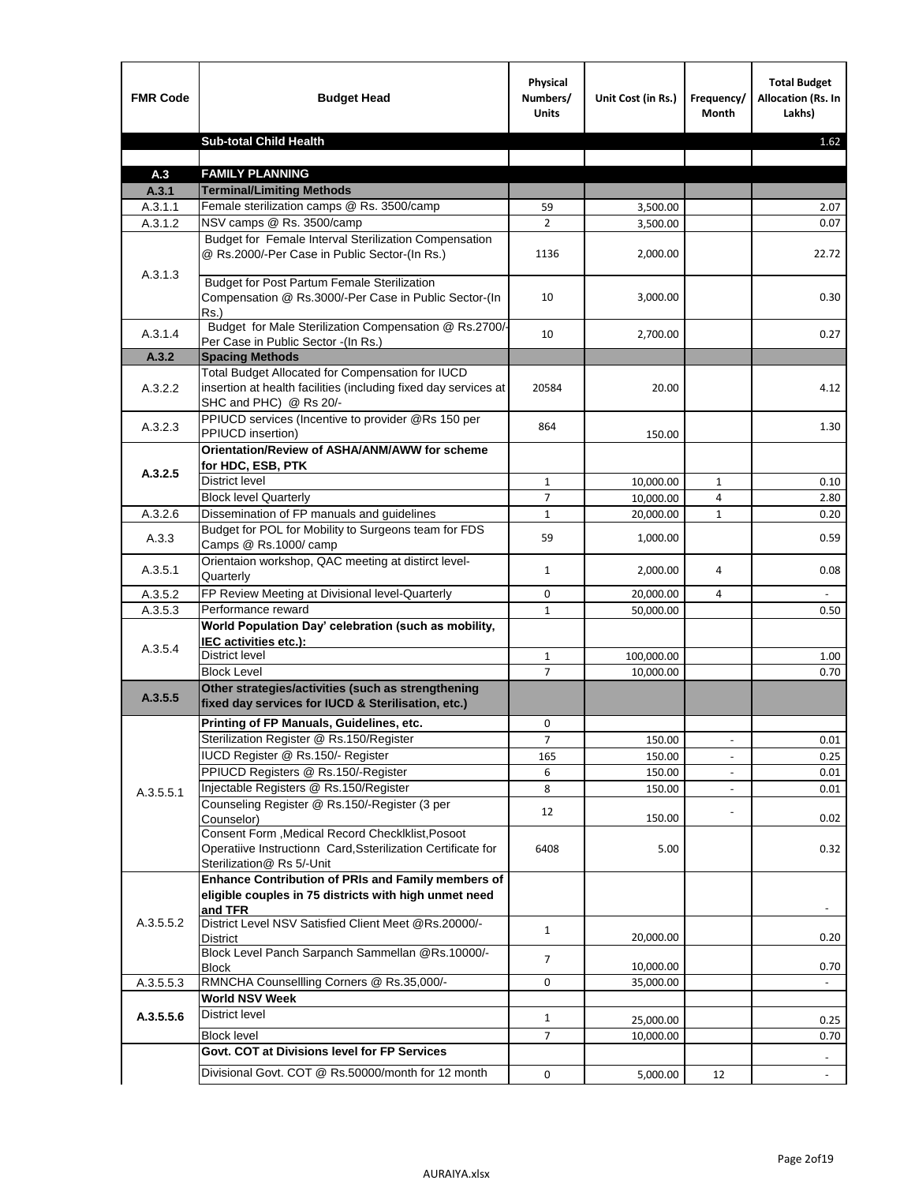| FMR Code | Budget Head | Physical Numbers/ Units | Unit Cost (in Rs.) | Frequency/ Month | Total Budget Allocation (Rs. In Lakhs) |
|---|---|---|---|---|---|
| | **Sub-total Child Health** | | | | 1.62 |
| | | | | | |
| **A.3** | **FAMILY PLANNING** | | | | |
| **A.3.1** | **Terminal/Limiting Methods** | | | | |
| A.3.1.1 | Female sterilization camps @ Rs. 3500/camp | 59 | 3,500.00 | | 2.07 |
| A.3.1.2 | NSV camps @ Rs. 3500/camp | 2 | 3,500.00 | | 0.07 |
| A.3.1.3 | Budget for Female Interval Sterilization Compensation @ Rs.2000/-Per Case in Public Sector-(In Rs.) | 1136 | 2,000.00 | | 22.72 |
| | Budget for Post Partum Female Sterilization Compensation @ Rs.3000/-Per Case in Public Sector-(In Rs.) | 10 | 3,000.00 | | 0.30 |
| A.3.1.4 | Budget for Male Sterilization Compensation @ Rs.2700/-Per Case in Public Sector -(In Rs.) | 10 | 2,700.00 | | 0.27 |
| **A.3.2** | **Spacing Methods** | | | | |
| A.3.2.2 | Total Budget Allocated for Compensation for IUCD insertion at health facilities (including fixed day services at SHC and PHC) @ Rs 20/- | 20584 | 20.00 | | 4.12 |
| A.3.2.3 | PPIUCD services (Incentive to provider @Rs 150 per PPIUCD insertion) | 864 | 150.00 | | 1.30 |
| **A.3.2.5** | **Orientation/Review of ASHA/ANM/AWW for scheme for HDC, ESB, PTK** | | | | |
| | District level | 1 | 10,000.00 | 1 | 0.10 |
| | Block level Quarterly | 7 | 10,000.00 | 4 | 2.80 |
| A.3.2.6 | Dissemination of FP manuals and guidelines | 1 | 20,000.00 | 1 | 0.20 |
| A.3.3 | Budget for POL for Mobility to Surgeons team for FDS Camps @ Rs.1000/ camp | 59 | 1,000.00 | | 0.59 |
| A.3.5.1 | Orientaion workshop, QAC meeting at distirct level-Quarterly | 1 | 2,000.00 | 4 | 0.08 |
| A.3.5.2 | FP Review Meeting at Divisional level-Quarterly | 0 | 20,000.00 | 4 | - |
| A.3.5.3 | Performance reward | 1 | 50,000.00 | | 0.50 |
| A.3.5.4 | **World Population Day' celebration (such as mobility, IEC activities etc.):** | | | | |
| | District level | 1 | 100,000.00 | | 1.00 |
| | Block Level | 7 | 10,000.00 | | 0.70 |
| **A.3.5.5** | **Other strategies/activities (such as strengthening fixed day services for IUCD & Sterilisation, etc.)** | | | | |
| A.3.5.5.1 | **Printing of FP Manuals, Guidelines, etc.** | 0 | | | |
| | Sterilization Register @ Rs.150/Register | 7 | 150.00 | - | 0.01 |
| | IUCD Register @ Rs.150/- Register | 165 | 150.00 | - | 0.25 |
| | PPIUCD Registers @ Rs.150/-Register | 6 | 150.00 | - | 0.01 |
| | Injectable Registers @ Rs.150/Register | 8 | 150.00 | - | 0.01 |
| | Counseling Register @ Rs.150/-Register (3 per Counselor) | 12 | 150.00 | - | 0.02 |
| | Consent Form ,Medical Record Checklklist,Posoot Operatiive Instructionn Card,Ssterilization Certificate for Sterilization@ Rs 5/-Unit | 6408 | 5.00 | | 0.32 |
| A.3.5.5.2 | **Enhance Contribution of PRIs and Family members of eligible couples in 75 districts with high unmet need and TFR** | | | | - |
| | District Level NSV Satisfied Client Meet @Rs.20000/-District | 1 | 20,000.00 | | 0.20 |
| | Block Level Panch Sarpanch Sammellan @Rs.10000/-Block | 7 | 10,000.00 | | 0.70 |
| A.3.5.5.3 | RMNCHA Counsellling Corners @ Rs.35,000/- | 0 | 35,000.00 | | - |
| **A.3.5.5.6** | **World NSV Week** | | | | |
| | District level | 1 | 25,000.00 | | 0.25 |
| | Block level | 7 | 10,000.00 | | 0.70 |
| | **Govt. COT at Divisions level for FP Services** | | | | - |
| | Divisional Govt. COT @ Rs.50000/month for 12 month | 0 | 5,000.00 | 12 | - |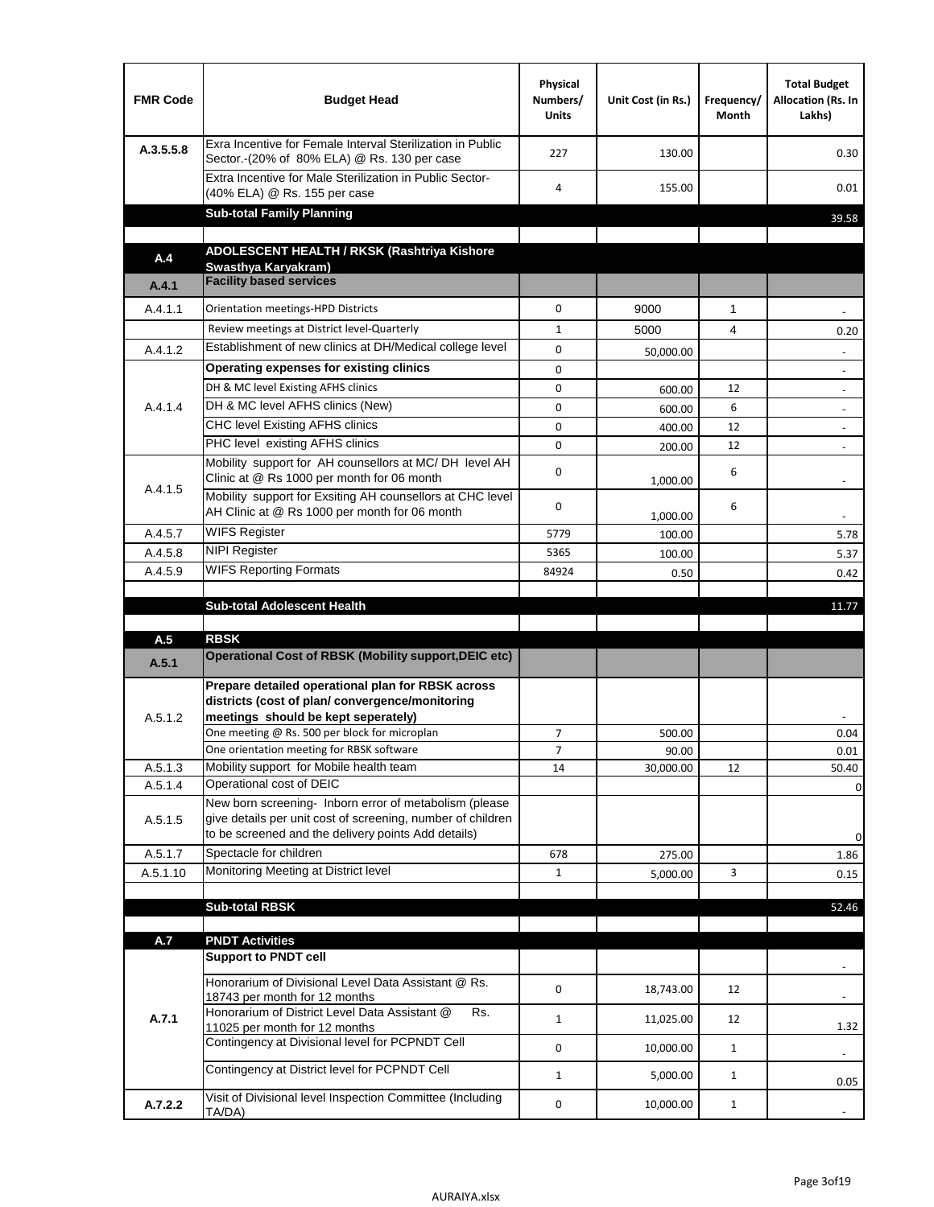| FMR Code | Budget Head | Physical Numbers/ Units | Unit Cost (in Rs.) | Frequency/ Month | Total Budget Allocation (Rs. In Lakhs) |
|---|---|---|---|---|---|
| A.3.5.5.8 | Exra Incentive for Female Interval Sterilization in Public Sector.-(20% of 80% ELA) @ Rs. 130 per case | 227 | 130.00 | | 0.30 |
| | Extra Incentive for Male Sterilization in Public Sector-(40% ELA) @ Rs. 155 per case | 4 | 155.00 | | 0.01 |
| | **Sub-total Family Planning** | | | | 39.58 |
| | | | | | |
| **A.4** | **ADOLESCENT HEALTH / RKSK (Rashtriya Kishore Swasthya Karyakram)** | | | | |
| **A.4.1** | **Facility based services** | | | | |
| A.4.1.1 | Orientation meetings-HPD Districts | 0 | 9000 | 1 | - |
| | Review meetings at District level-Quarterly | 1 | 5000 | 4 | 0.20 |
| A.4.1.2 | Establishment of new clinics at DH/Medical college level | 0 | 50,000.00 | | - |
| A.4.1.4 | **Operating expenses for existing clinics** | 0 | | | - |
| | DH & MC level Existing AFHS clinics | 0 | 600.00 | 12 | - |
| | DH & MC level AFHS clinics (New) | 0 | 600.00 | 6 | - |
| | CHC level Existing AFHS clinics | 0 | 400.00 | 12 | - |
| | PHC level existing AFHS clinics | 0 | 200.00 | 12 | - |
| A.4.1.5 | Mobility support for AH counsellors at MC/ DH level AH Clinic at @ Rs 1000 per month for 06 month | 0 | 1,000.00 | 6 | - |
| | Mobility support for Exsiting AH counsellors at CHC level AH Clinic at @ Rs 1000 per month for 06 month | 0 | 1,000.00 | 6 | - |
| A.4.5.7 | WIFS Register | 5779 | 100.00 | | 5.78 |
| A.4.5.8 | NIPI Register | 5365 | 100.00 | | 5.37 |
| A.4.5.9 | WIFS Reporting Formats | 84924 | 0.50 | | 0.42 |
| | | | | | |
| | **Sub-total Adolescent Health** | | | | 11.77 |
| | | | | | |
| **A.5** | **RBSK** | | | | |
| **A.5.1** | **Operational Cost of RBSK (Mobility support,DEIC etc)** | | | | |
| A.5.1.2 | **Prepare detailed operational plan for RBSK across districts (cost of plan/ convergence/monitoring meetings should be kept seperately)** | | | | - |
| | One meeting @ Rs. 500 per block for microplan | 7 | 500.00 | | 0.04 |
| | One orientation meeting for RBSK software | 7 | 90.00 | | 0.01 |
| A.5.1.3 | Mobility support for Mobile health team | 14 | 30,000.00 | 12 | 50.40 |
| A.5.1.4 | Operational cost of DEIC | | | | 0 |
| A.5.1.5 | New born screening- Inborn error of metabolism (please give details per unit cost of screening, number of children to be screened and the delivery points Add details) | | | | 0 |
| A.5.1.7 | Spectacle for children | 678 | 275.00 | | 1.86 |
| A.5.1.10 | Monitoring Meeting at District level | 1 | 5,000.00 | 3 | 0.15 |
| | | | | | |
| | **Sub-total RBSK** | | | | 52.46 |
| | | | | | |
| **A.7** | **PNDT Activities** | | | | |
| **A.7.1** | **Support to PNDT cell** | | | | - |
| | Honorarium of Divisional Level Data Assistant @ Rs. 18743 per month for 12 months | 0 | 18,743.00 | 12 | - |
| | Honorarium of District Level Data Assistant @ Rs. 11025 per month for 12 months | 1 | 11,025.00 | 12 | 1.32 |
| | Contingency at Divisional level for PCPNDT Cell | 0 | 10,000.00 | 1 | - |
| | Contingency at District level for PCPNDT Cell | 1 | 5,000.00 | 1 | 0.05 |
| **A.7.2.2** | Visit of Divisional level Inspection Committee (Including TA/DA) | 0 | 10,000.00 | 1 | - |

AURAIYA.xlsx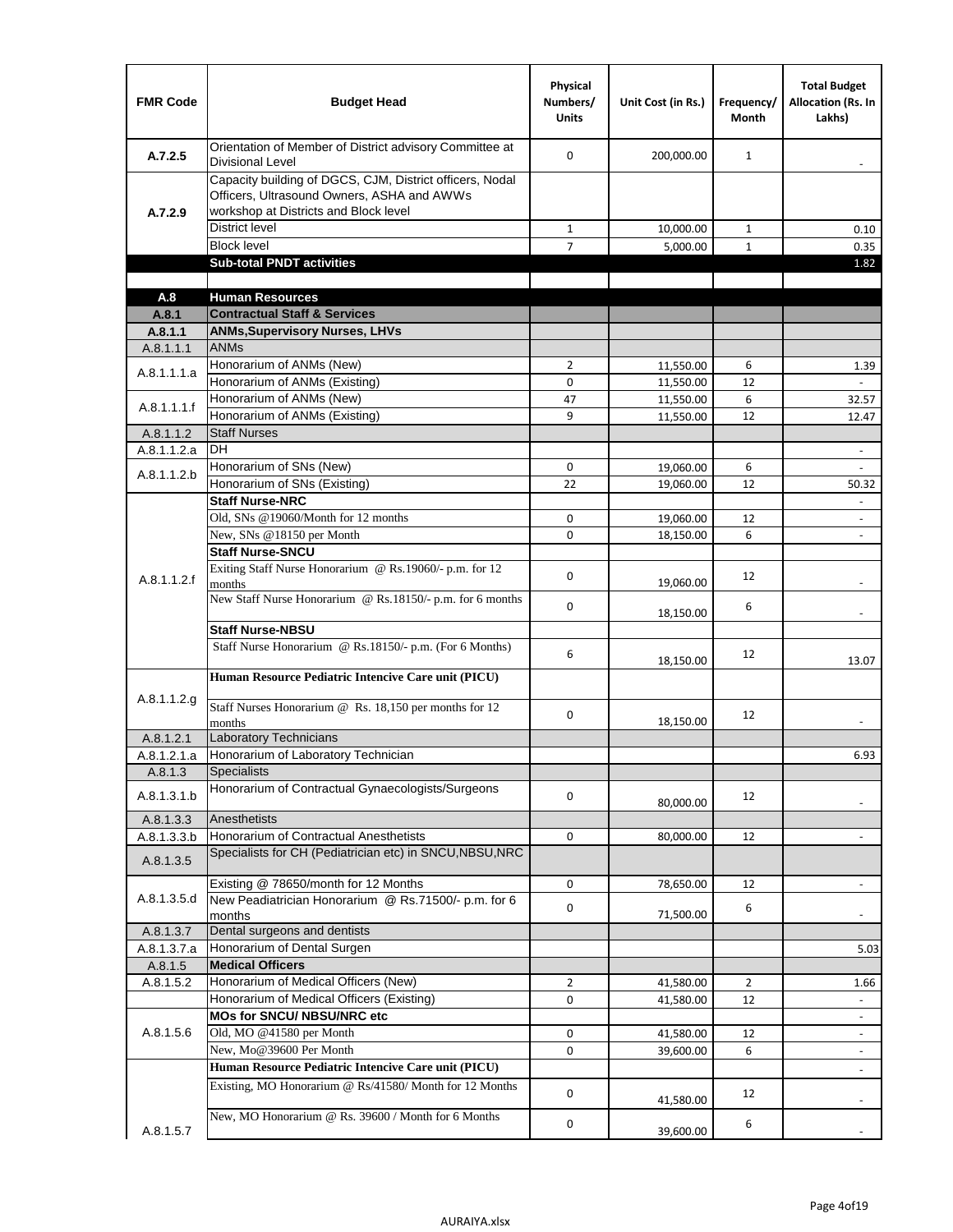| FMR Code | Budget Head | Physical Numbers/ Units | Unit Cost (in Rs.) | Frequency/ Month | Total Budget Allocation (Rs. In Lakhs) |
|---|---|---|---|---|---|
| A.7.2.5 | Orientation of Member of District advisory Committee at Divisional Level | 0 | 200,000.00 | 1 | - |
| A.7.2.9 | Capacity building of DGCS, CJM, District officers, Nodal Officers, Ultrasound Owners, ASHA and AWWs workshop at Districts and Block level | | | | |
| | District level | 1 | 10,000.00 | 1 | 0.10 |
| | Block level | 7 | 5,000.00 | 1 | 0.35 |
| | **Sub-total PNDT activities** | | | | 1.82 |
| | | | | | |
| **A.8** | **Human Resources** | | | | |
| **A.8.1** | **Contractual Staff & Services** | | | | |
| **A.8.1.1** | **ANMs,Supervisory Nurses, LHVs** | | | | |
| A.8.1.1.1 | ANMs | | | | |
| A.8.1.1.1.a | Honorarium of ANMs (New) | 2 | 11,550.00 | 6 | 1.39 |
| | Honorarium of ANMs (Existing) | 0 | 11,550.00 | 12 | - |
| A.8.1.1.1.f | Honorarium of ANMs (New) | 47 | 11,550.00 | 6 | 32.57 |
| | Honorarium of ANMs (Existing) | 9 | 11,550.00 | 12 | 12.47 |
| A.8.1.1.2 | Staff Nurses | | | | |
| A.8.1.1.2.a | DH | | | | - |
| A.8.1.1.2.b | Honorarium of SNs (New) | 0 | 19,060.00 | 6 | - |
| | Honorarium of SNs (Existing) | 22 | 19,060.00 | 12 | 50.32 |
| A.8.1.1.2.f | **Staff Nurse-NRC** | | | | - |
| | Old, SNs @19060/Month for 12 months | 0 | 19,060.00 | 12 | - |
| | New, SNs @18150 per Month | 0 | 18,150.00 | 6 | - |
| | **Staff Nurse-SNCU** | | | | |
| | Exiting Staff Nurse Honorarium @ Rs.19060/- p.m. for 12 months | 0 | 19,060.00 | 12 | - |
| | New Staff Nurse Honorarium @ Rs.18150/- p.m. for 6 months | 0 | 18,150.00 | 6 | - |
| | **Staff Nurse-NBSU** | | | | |
| | Staff Nurse Honorarium @ Rs.18150/- p.m. (For 6 Months) | 6 | 18,150.00 | 12 | 13.07 |
| A.8.1.1.2.g | **Human Resource Pediatric Intencive Care unit (PICU)** | | | | |
| | Staff Nurses Honorarium @ Rs. 18,150 per months for 12 months | 0 | 18,150.00 | 12 | - |
| A.8.1.2.1 | Laboratory Technicians | | | | |
| A.8.1.2.1.a | Honorarium of Laboratory Technician | | | | 6.93 |
| A.8.1.3 | Specialists | | | | |
| A.8.1.3.1.b | Honorarium of Contractual Gynaecologists/Surgeons | 0 | 80,000.00 | 12 | - |
| A.8.1.3.3 | Anesthetists | | | | |
| A.8.1.3.3.b | Honorarium of Contractual Anesthetists | 0 | 80,000.00 | 12 | - |
| A.8.1.3.5 | Specialists for CH (Pediatrician etc) in SNCU,NBSU,NRC | | | | |
| A.8.1.3.5.d | Existing @ 78650/month for 12 Months | 0 | 78,650.00 | 12 | - |
| | New Peadiatrician Honorarium @ Rs.71500/- p.m. for 6 months | 0 | 71,500.00 | 6 | - |
| A.8.1.3.7 | Dental surgeons and dentists | | | | |
| A.8.1.3.7.a | Honorarium of Dental Surgen | | | | 5.03 |
| A.8.1.5 | **Medical Officers** | | | | |
| A.8.1.5.2 | Honorarium of Medical Officers (New) | 2 | 41,580.00 | 2 | 1.66 |
| | Honorarium of Medical Officers (Existing) | 0 | 41,580.00 | 12 | - |
| A.8.1.5.6 | **MOs for SNCU/ NBSU/NRC etc** | | | | - |
| | Old, MO @41580 per Month | 0 | 41,580.00 | 12 | - |
| | New, Mo@39600 Per Month | 0 | 39,600.00 | 6 | - |
| A.8.1.5.7 | **Human Resource Pediatric Intencive Care unit (PICU)** | | | | - |
| | Existing, MO Honorarium @ Rs/41580/ Month for 12 Months | 0 | 41,580.00 | 12 | - |
| | New, MO Honorarium @ Rs. 39600 / Month for 6 Months | 0 | 39,600.00 | 6 | - |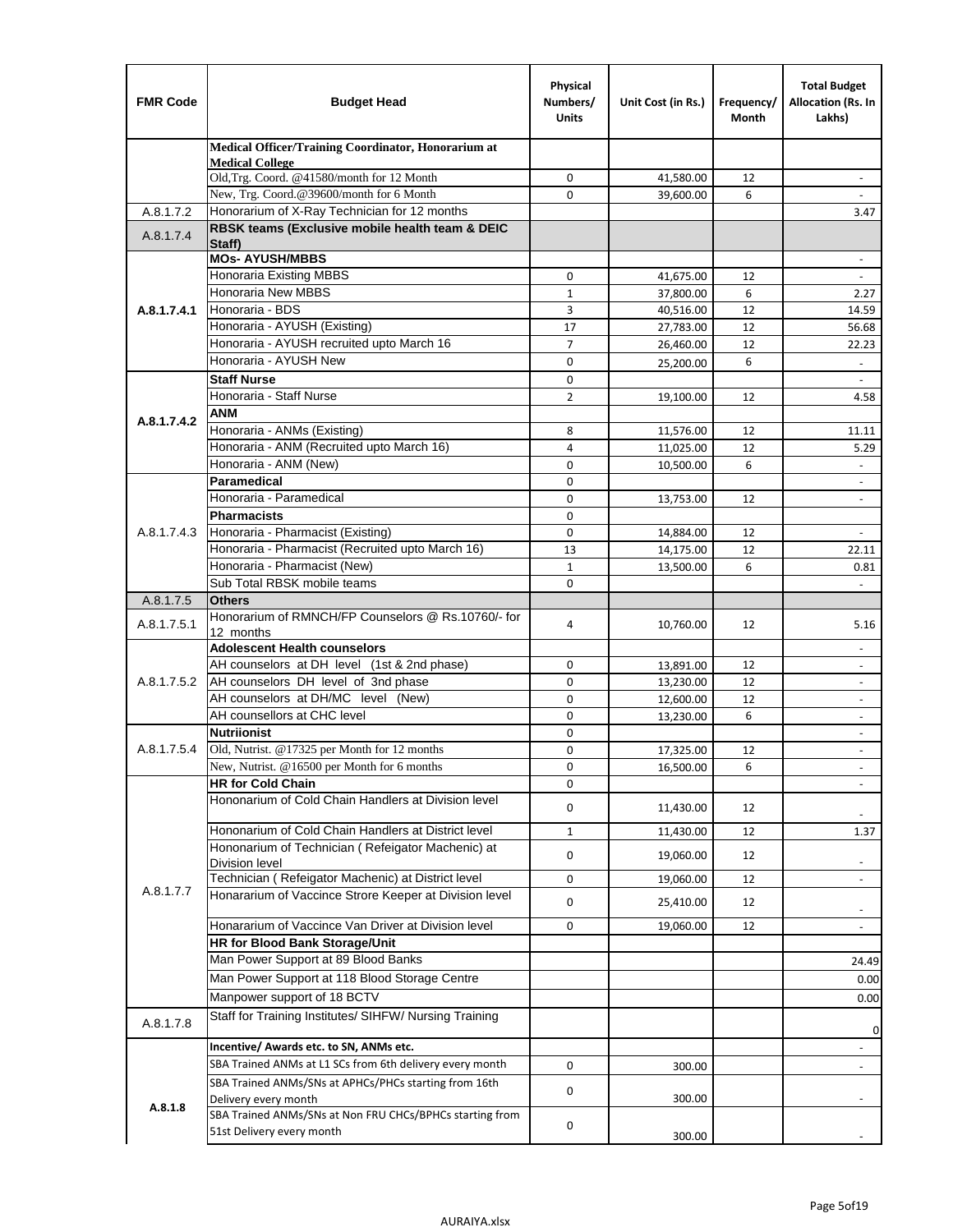| FMR Code | Budget Head | Physical Numbers/ Units | Unit Cost (in Rs.) | Frequency/ Month | Total Budget Allocation (Rs. In Lakhs) |
|---|---|---|---|---|---|
| | **Medical Officer/Training Coordinator, Honorarium at Medical College** | | | | |
| | Old,Trg. Coord. @41580/month for 12 Month | 0 | 41,580.00 | 12 | - |
| | New, Trg. Coord.@39600/month for 6 Month | 0 | 39,600.00 | 6 | - |
| A.8.1.7.2 | Honorarium of X-Ray Technician for 12 months | | | | 3.47 |
| A.8.1.7.4 | **RBSK teams (Exclusive mobile health team & DEIC Staff)** | | | | |
| A.8.1.7.4.1 | **MOs- AYUSH/MBBS** | | | | - |
| | Honoraria Existing MBBS | 0 | 41,675.00 | 12 | - |
| | Honoraria New MBBS | 1 | 37,800.00 | 6 | 2.27 |
| | Honoraria - BDS | 3 | 40,516.00 | 12 | 14.59 |
| | Honoraria - AYUSH (Existing) | 17 | 27,783.00 | 12 | 56.68 |
| | Honoraria - AYUSH recruited upto March 16 | 7 | 26,460.00 | 12 | 22.23 |
| | Honoraria - AYUSH New | 0 | 25,200.00 | 6 | - |
| A.8.1.7.4.2 | **Staff Nurse** | 0 | | | - |
| | Honoraria - Staff Nurse | 2 | 19,100.00 | 12 | 4.58 |
| | **ANM** | | | | |
| | Honoraria - ANMs (Existing) | 8 | 11,576.00 | 12 | 11.11 |
| | Honoraria - ANM (Recruited upto March 16) | 4 | 11,025.00 | 12 | 5.29 |
| | Honoraria - ANM (New) | 0 | 10,500.00 | 6 | - |
| A.8.1.7.4.3 | **Paramedical** | 0 | | | - |
| | Honoraria - Paramedical | 0 | 13,753.00 | 12 | - |
| | **Pharmacists** | 0 | | | |
| | Honoraria - Pharmacist (Existing) | 0 | 14,884.00 | 12 | - |
| | Honoraria - Pharmacist (Recruited upto March 16) | 13 | 14,175.00 | 12 | 22.11 |
| | Honoraria - Pharmacist (New) | 1 | 13,500.00 | 6 | 0.81 |
| | Sub Total RBSK mobile teams | 0 | | | - |
| A.8.1.7.5 | **Others** | | | | |
| A.8.1.7.5.1 | Honorarium of RMNCH/FP Counselors @ Rs.10760/- for 12 months | 4 | 10,760.00 | 12 | 5.16 |
| A.8.1.7.5.2 | **Adolescent Health counselors** | | | | - |
| | AH counselors at DH level (1st & 2nd phase) | 0 | 13,891.00 | 12 | - |
| | AH counselors DH level of 3nd phase | 0 | 13,230.00 | 12 | - |
| | AH counselors at DH/MC level (New) | 0 | 12,600.00 | 12 | - |
| | AH counsellors at CHC level | 0 | 13,230.00 | 6 | - |
| A.8.1.7.5.4 | **Nutriionist** | 0 | | | - |
| | Old, Nutrist. @17325 per Month for 12 months | 0 | 17,325.00 | 12 | - |
| | New, Nutrist. @16500 per Month for 6 months | 0 | 16,500.00 | 6 | - |
| A.8.1.7.7 | **HR for Cold Chain** | 0 | | | - |
| | Hononarium of Cold Chain Handlers at Division level | 0 | 11,430.00 | 12 | - |
| | Hononarium of Cold Chain Handlers at District level | 1 | 11,430.00 | 12 | 1.37 |
| | Hononarium of Technician ( Refeigator Machenic) at Division level | 0 | 19,060.00 | 12 | - |
| | Technician ( Refeigator Machenic) at District level | 0 | 19,060.00 | 12 | - |
| | Honararium of Vaccince Strore Keeper at Division level | 0 | 25,410.00 | 12 | - |
| | Honararium of Vaccince Van Driver at Division level | 0 | 19,060.00 | 12 | - |
| | **HR for Blood Bank Storage/Unit** | | | | |
| | Man Power Support at 89 Blood Banks | | | | 24.49 |
| | Man Power Support at 118 Blood Storage Centre | | | | 0.00 |
| | Manpower support of 18 BCTV | | | | 0.00 |
| A.8.1.7.8 | Staff for Training Institutes/ SIHFW/ Nursing Training | | | | 0 |
| A.8.1.8 | **Incentive/ Awards etc. to SN, ANMs etc.** | | | | - |
| | SBA Trained ANMs at L1 SCs from 6th delivery every month | 0 | 300.00 | | - |
| | SBA Trained ANMs/SNs at APHCs/PHCs starting from 16th Delivery every month | 0 | 300.00 | | - |
| | SBA Trained ANMs/SNs at Non FRU CHCs/BPHCs starting from 51st Delivery every month | 0 | 300.00 | | - |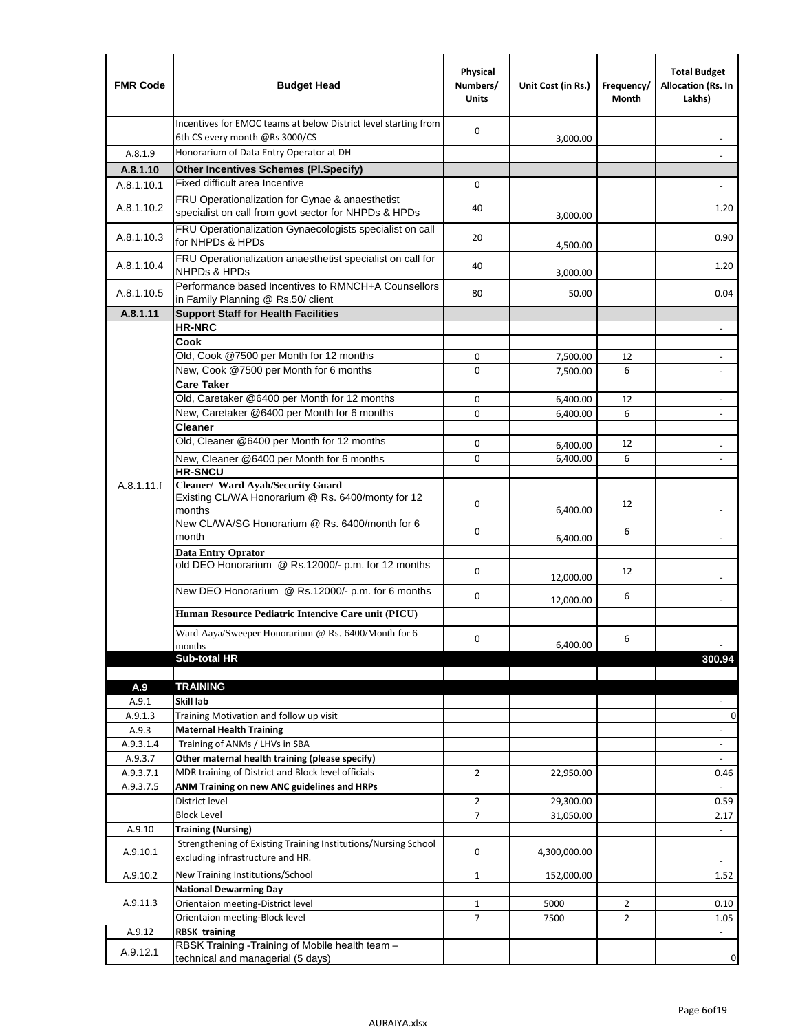| FMR Code | Budget Head | Physical Numbers/ Units | Unit Cost (in Rs.) | Frequency/ Month | Total Budget Allocation (Rs. In Lakhs) |
|---|---|---|---|---|---|
| | Incentives for EMOC teams at below District level starting from 6th CS every month @Rs 3000/CS | 0 | 3,000.00 | | - |
| A.8.1.9 | Honorarium of Data Entry Operator at DH | | | | - |
| **A.8.1.10** | **Other Incentives Schemes (Pl.Specify)** | | | | |
| A.8.1.10.1 | Fixed difficult area Incentive | 0 | | | - |
| A.8.1.10.2 | FRU Operationalization for Gynae & anaesthetist specialist on call from govt sector for NHPDs & HPDs | 40 | 3,000.00 | | 1.20 |
| A.8.1.10.3 | FRU Operationalization Gynaecologists specialist on call for NHPDs & HPDs | 20 | 4,500.00 | | 0.90 |
| A.8.1.10.4 | FRU Operationalization anaesthetist specialist on call for NHPDs & HPDs | 40 | 3,000.00 | | 1.20 |
| A.8.1.10.5 | Performance based Incentives to RMNCH+A Counsellors in Family Planning @ Rs.50/ client | 80 | 50.00 | | 0.04 |
| **A.8.1.11** | **Support Staff for Health Facilities** | | | | |
| A.8.1.11.f | **HR-NRC** | | | | - |
| | **Cook** | | | | |
| | Old, Cook @7500 per Month for 12 months | 0 | 7,500.00 | 12 | - |
| | New, Cook @7500 per Month for 6 months | 0 | 7,500.00 | 6 | - |
| | **Care Taker** | | | | |
| | Old, Caretaker @6400 per Month for 12 months | 0 | 6,400.00 | 12 | - |
| | New, Caretaker @6400 per Month for 6 months | 0 | 6,400.00 | 6 | - |
| | **Cleaner** | | | | |
| | Old, Cleaner @6400 per Month for 12 months | 0 | 6,400.00 | 12 | - |
| | New, Cleaner @6400 per Month for 6 months | 0 | 6,400.00 | 6 | - |
| | **HR-SNCU** | | | | |
| | **Cleaner/ Ward Ayah/Security Guard** | | | | |
| | Existing CL/WA Honorarium @ Rs. 6400/monty for 12 months | 0 | 6,400.00 | 12 | - |
| | New CL/WA/SG Honorarium @ Rs. 6400/month for 6 month | 0 | 6,400.00 | 6 | - |
| | **Data Entry Oprator** | | | | |
| | old DEO Honorarium @ Rs.12000/- p.m. for 12 months | 0 | 12,000.00 | 12 | - |
| | New DEO Honorarium @ Rs.12000/- p.m. for 6 months | 0 | 12,000.00 | 6 | - |
| | **Human Resource Pediatric Intencive Care unit (PICU)** | | | | |
| | Ward Aaya/Sweeper Honorarium @ Rs. 6400/Month for 6 months | 0 | 6,400.00 | 6 | - |
| | **Sub-total HR** | | | | **300.94** |
| | | | | | |
| **A.9** | **TRAINING** | | | | |
| A.9.1 | **Skill lab** | | | | - |
| A.9.1.3 | Training Motivation and follow up visit | | | | 0 |
| A.9.3 | **Maternal Health Training** | | | | - |
| A.9.3.1.4 | Training of ANMs / LHVs in SBA | | | | - |
| A.9.3.7 | **Other maternal health training (please specify)** | | | | - |
| A.9.3.7.1 | MDR training of District and Block level officials | 2 | 22,950.00 | | 0.46 |
| A.9.3.7.5 | **ANM Training on new ANC guidelines and HRPs** | | | | - |
| | District level | 2 | 29,300.00 | | 0.59 |
| | Block Level | 7 | 31,050.00 | | 2.17 |
| A.9.10 | **Training (Nursing)** | | | | - |
| A.9.10.1 | Strengthening of Existing Training Institutions/Nursing School excluding infrastructure and HR. | 0 | 4,300,000.00 | | - |
| A.9.10.2 | New Training Institutions/School | 1 | 152,000.00 | | 1.52 |
| A.9.11.3 | **National Dewarming Day** | | | | |
| | Orientaion meeting-District level | 1 | 5000 | 2 | 0.10 |
| | Orientaion meeting-Block level | 7 | 7500 | 2 | 1.05 |
| A.9.12 | **RBSK training** | | | | - |
| A.9.12.1 | RBSK Training -Training of Mobile health team – technical and managerial (5 days) | | | | 0 |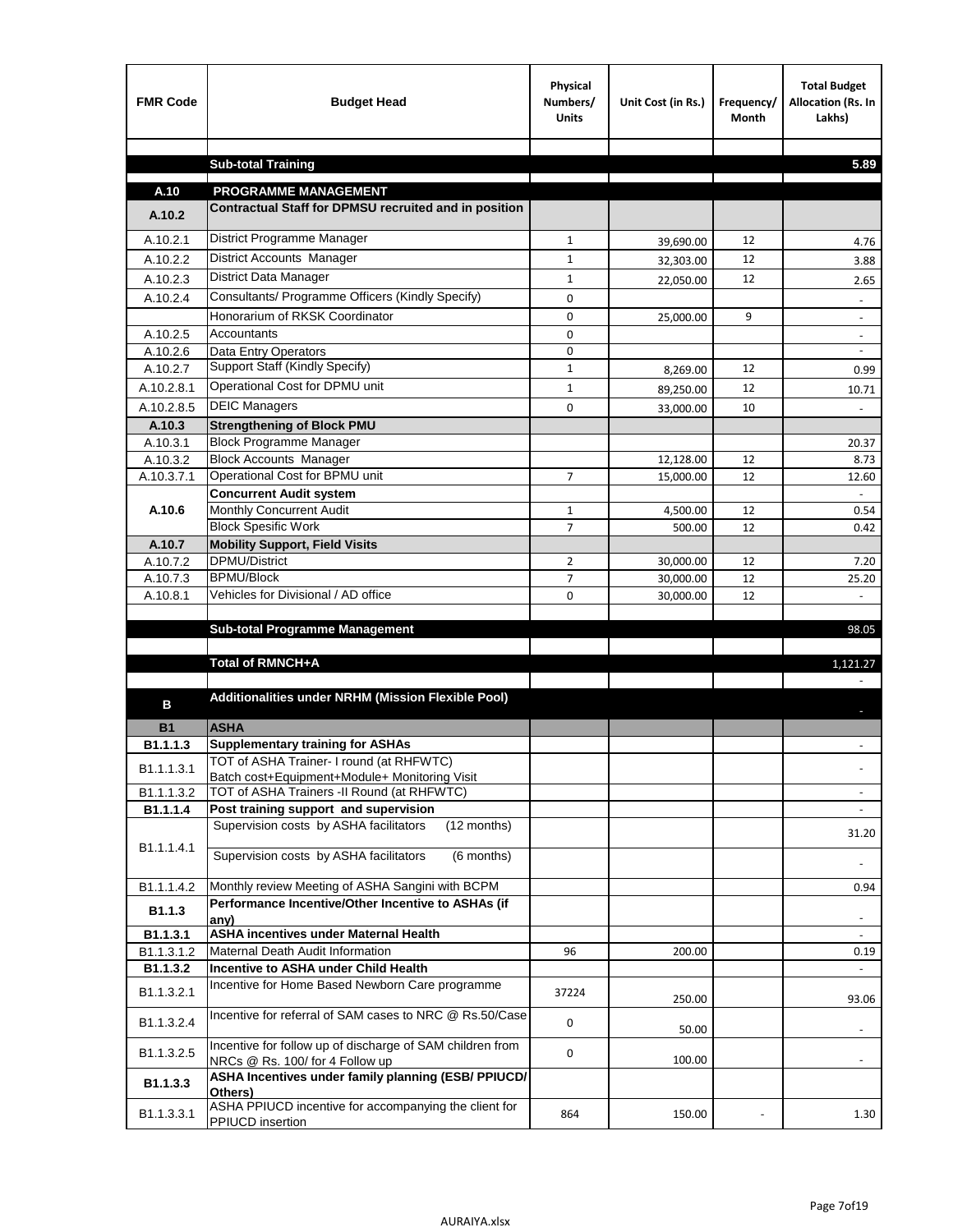| FMR Code | Budget Head | Physical Numbers/ Units | Unit Cost (in Rs.) | Frequency/ Month | Total Budget Allocation (Rs. In Lakhs) |
|---|---|---|---|---|---|
| | | | | | |
| | **Sub-total Training** | | | | **5.89** |
| **A.10** | **PROGRAMME MANAGEMENT** | | | | |
| **A.10.2** | **Contractual Staff for DPMSU recruited and in position** | | | | |
| A.10.2.1 | District Programme Manager | 1 | 39,690.00 | 12 | 4.76 |
| A.10.2.2 | District Accounts Manager | 1 | 32,303.00 | 12 | 3.88 |
| A.10.2.3 | District Data Manager | 1 | 22,050.00 | 12 | 2.65 |
| A.10.2.4 | Consultants/ Programme Officers (Kindly Specify) | 0 | | | - |
| | Honorarium of RKSK Coordinator | 0 | 25,000.00 | 9 | - |
| A.10.2.5 | Accountants | 0 | | | - |
| A.10.2.6 | Data Entry Operators | 0 | | | - |
| A.10.2.7 | Support Staff (Kindly Specify) | 1 | 8,269.00 | 12 | 0.99 |
| A.10.2.8.1 | Operational Cost for DPMU unit | 1 | 89,250.00 | 12 | 10.71 |
| A.10.2.8.5 | DEIC Managers | 0 | 33,000.00 | 10 | - |
| **A.10.3** | **Strengthening of Block PMU** | | | | |
| A.10.3.1 | Block Programme Manager | | | | 20.37 |
| A.10.3.2 | Block Accounts Manager | | 12,128.00 | 12 | 8.73 |
| A.10.3.7.1 | Operational Cost for BPMU unit | 7 | 15,000.00 | 12 | 12.60 |
| **A.10.6** | **Concurrent Audit system** | | | | - |
| | Monthly Concurrent Audit | 1 | 4,500.00 | 12 | 0.54 |
| | Block Spesific Work | 7 | 500.00 | 12 | 0.42 |
| **A.10.7** | **Mobility Support, Field Visits** | | | | |
| A.10.7.2 | DPMU/District | 2 | 30,000.00 | 12 | 7.20 |
| A.10.7.3 | BPMU/Block | 7 | 30,000.00 | 12 | 25.20 |
| A.10.8.1 | Vehicles for Divisional / AD office | 0 | 30,000.00 | 12 | - |
| | | | | | |
| | **Sub-total Programme Management** | | | | 98.05 |
| | | | | | |
| | **Total of RMNCH+A** | | | | 1,121.27 |
| | | | | | - |
| **B** | **Additionalities under NRHM (Mission Flexible Pool)** | | | | - |
| **B1** | **ASHA** | | | | |
| **B1.1.1.3** | **Supplementary training for ASHAs** | | | | - |
| B1.1.1.3.1 | TOT of ASHA Trainer- I round (at RHFWTC) Batch cost+Equipment+Module+ Monitoring Visit | | | | - |
| B1.1.1.3.2 | TOT of ASHA Trainers -II Round (at RHFWTC) | | | | - |
| **B1.1.1.4** | **Post training support and supervision** | | | | - |
| B1.1.1.4.1 | Supervision costs by ASHA facilitators (12 months) | | | | 31.20 |
| | Supervision costs by ASHA facilitators (6 months) | | | | - |
| B1.1.1.4.2 | Monthly review Meeting of ASHA Sangini with BCPM | | | | 0.94 |
| **B1.1.3** | **Performance Incentive/Other Incentive to ASHAs (if any)** | | | | - |
| **B1.1.3.1** | **ASHA incentives under Maternal Health** | | | | - |
| B1.1.3.1.2 | Maternal Death Audit Information | 96 | 200.00 | | 0.19 |
| **B1.1.3.2** | **Incentive to ASHA under Child Health** | | | | - |
| B1.1.3.2.1 | Incentive for Home Based Newborn Care programme | 37224 | 250.00 | | 93.06 |
| B1.1.3.2.4 | Incentive for referral of SAM cases to NRC @ Rs.50/Case | 0 | 50.00 | | - |
| B1.1.3.2.5 | Incentive for follow up of discharge of SAM children from NRCs @ Rs. 100/ for 4 Follow up | 0 | 100.00 | | - |
| **B1.1.3.3** | **ASHA Incentives under family planning (ESB/ PPIUCD/ Others)** | | | | |
| B1.1.3.3.1 | ASHA PPIUCD incentive for accompanying the client for PPIUCD insertion | 864 | 150.00 | - | 1.30 |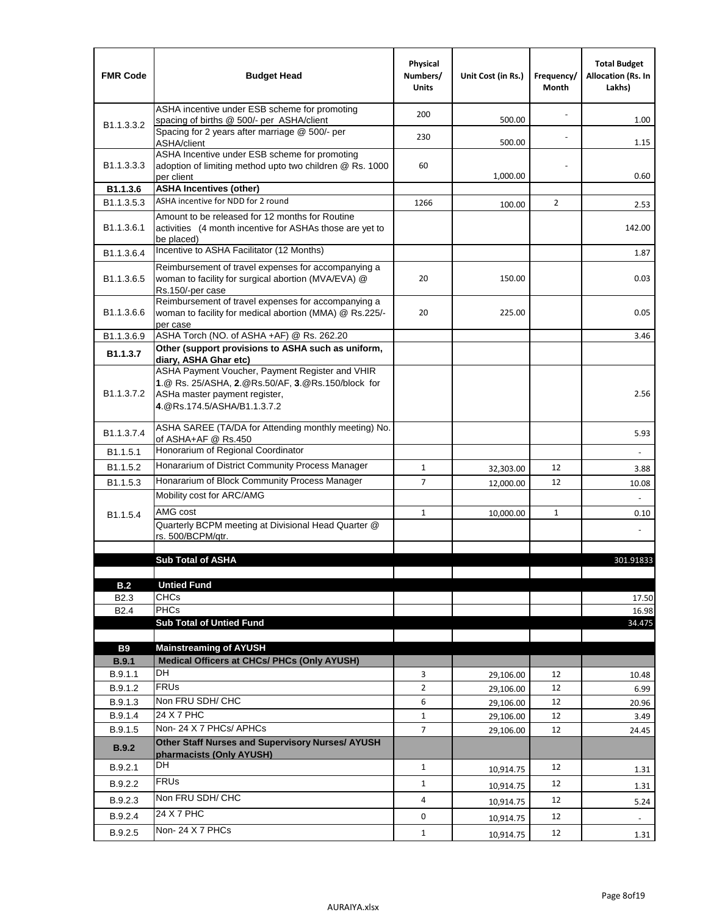| FMR Code | Budget Head | Physical Numbers/ Units | Unit Cost (in Rs.) | Frequency/ Month | Total Budget Allocation (Rs. In Lakhs) |
|---|---|---|---|---|---|
| B1.1.3.3.2 | ASHA incentive under ESB scheme for promoting spacing of births @ 500/- per ASHA/client | 200 | 500.00 | - | 1.00 |
| | Spacing for 2 years after marriage @ 500/- per ASHA/client | 230 | 500.00 | - | 1.15 |
| B1.1.3.3.3 | ASHA Incentive under ESB scheme for promoting adoption of limiting method upto two children @ Rs. 1000 per client | 60 | 1,000.00 | - | 0.60 |
| **B1.1.3.6** | **ASHA Incentives (other)** | | | | |
| B1.1.3.5.3 | ASHA incentive for NDD for 2 round | 1266 | 100.00 | 2 | 2.53 |
| B1.1.3.6.1 | Amount to be released for 12 months for Routine activities (4 month incentive for ASHAs those are yet to be placed) | | | | 142.00 |
| B1.1.3.6.4 | Incentive to ASHA Facilitator (12 Months) | | | | 1.87 |
| B1.1.3.6.5 | Reimbursement of travel expenses for accompanying a woman to facility for surgical abortion (MVA/EVA) @ Rs.150/-per case | 20 | 150.00 | | 0.03 |
| B1.1.3.6.6 | Reimbursement of travel expenses for accompanying a woman to facility for medical abortion (MMA) @ Rs.225/- per case | 20 | 225.00 | | 0.05 |
| B1.1.3.6.9 | ASHA Torch (NO. of ASHA +AF) @ Rs. 262.20 | | | | 3.46 |
| **B1.1.3.7** | **Other (support provisions to ASHA such as uniform, diary, ASHA Ghar etc)** | | | | |
| B1.1.3.7.2 | ASHA Payment Voucher, Payment Register and VHIR **1**.@ Rs. 25/ASHA, **2**.@Rs.50/AF, **3**.@Rs.150/block for ASHa master payment register, **4**.@Rs.174.5/ASHA/B1.1.3.7.2 | | | | 2.56 |
| B1.1.3.7.4 | ASHA SAREE (TA/DA for Attending monthly meeting) No. of ASHA+AF @ Rs.450 | | | | 5.93 |
| B1.1.5.1 | Honorarium of Regional Coordinator | | | | - |
| B1.1.5.2 | Honararium of District Community Process Manager | 1 | 32,303.00 | 12 | 3.88 |
| B1.1.5.3 | Honararium of Block Community Process Manager | 7 | 12,000.00 | 12 | 10.08 |
| B1.1.5.4 | Mobility cost for ARC/AMG | | | | - |
| | AMG cost | 1 | 10,000.00 | 1 | 0.10 |
| | Quarterly BCPM meeting at Divisional Head Quarter @ rs. 500/BCPM/qtr. | | | | - |
| | | | | | |
| | **Sub Total of ASHA** | | | | 301.91833 |
| | | | | | |
| **B.2** | **Untied Fund** | | | | |
| B2.3 | CHCs | | | | 17.50 |
| B2.4 | PHCs | | | | 16.98 |
| | **Sub Total of Untied Fund** | | | | 34.475 |
| | | | | | |
| **B9** | **Mainstreaming of AYUSH** | | | | |
| **B.9.1** | **Medical Officers at CHCs/ PHCs (Only AYUSH)** | | | | |
| B.9.1.1 | DH | 3 | 29,106.00 | 12 | 10.48 |
| B.9.1.2 | FRUs | 2 | 29,106.00 | 12 | 6.99 |
| B.9.1.3 | Non FRU SDH/ CHC | 6 | 29,106.00 | 12 | 20.96 |
| B.9.1.4 | 24 X 7 PHC | 1 | 29,106.00 | 12 | 3.49 |
| B.9.1.5 | Non- 24 X 7 PHCs/ APHCs | 7 | 29,106.00 | 12 | 24.45 |
| **B.9.2** | **Other Staff Nurses and Supervisory Nurses/ AYUSH pharmacists (Only AYUSH)** | | | | |
| B.9.2.1 | DH | 1 | 10,914.75 | 12 | 1.31 |
| B.9.2.2 | FRUs | 1 | 10,914.75 | 12 | 1.31 |
| B.9.2.3 | Non FRU SDH/ CHC | 4 | 10,914.75 | 12 | 5.24 |
| B.9.2.4 | 24 X 7 PHC | 0 | 10,914.75 | 12 | - |
| B.9.2.5 | Non- 24 X 7 PHCs | 1 | 10,914.75 | 12 | 1.31 |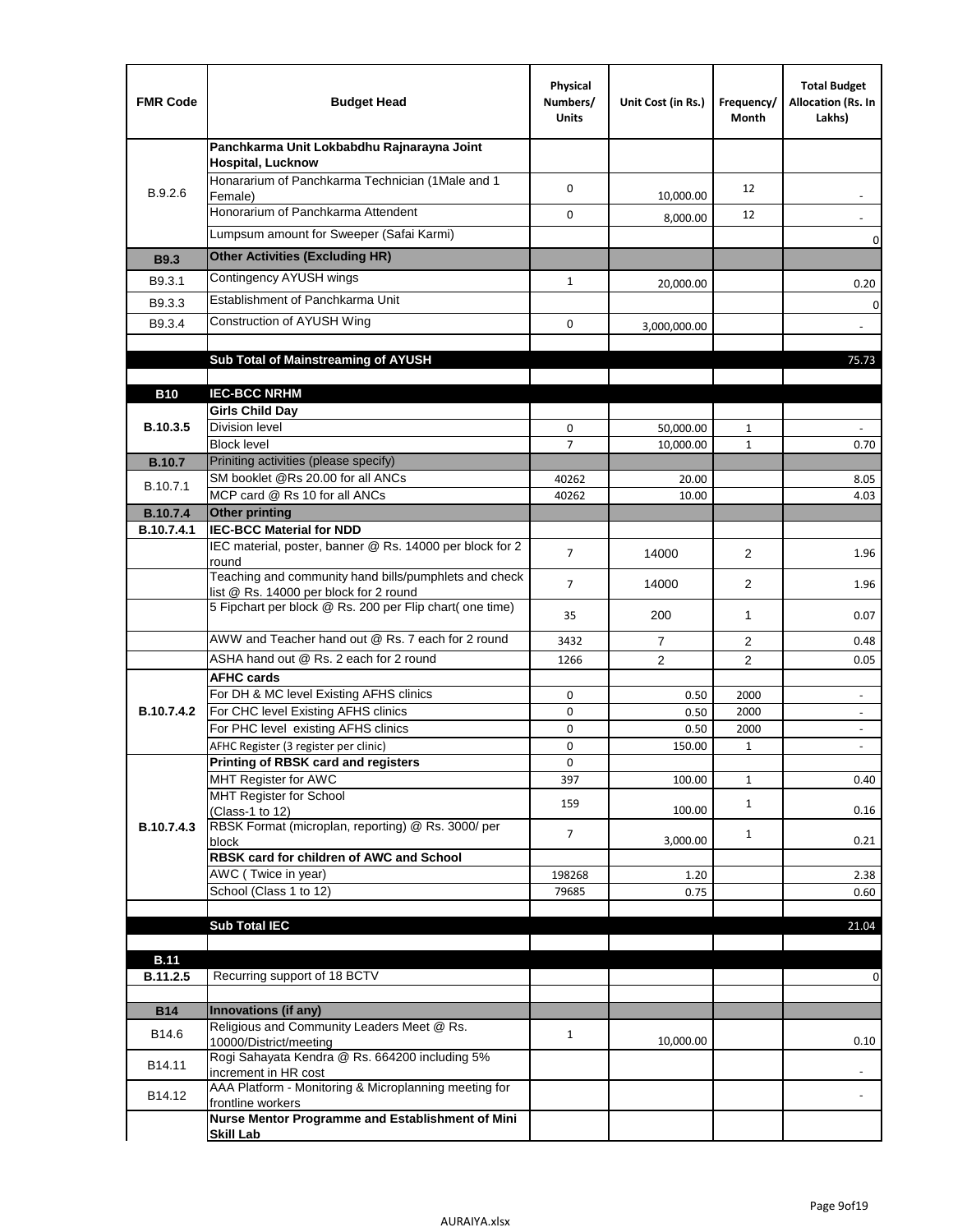| FMR Code | Budget Head | Physical Numbers/ Units | Unit Cost (in Rs.) | Frequency/ Month | Total Budget Allocation (Rs. In Lakhs) |
|---|---|---|---|---|---|
| B.9.2.6 | **Panchkarma Unit Lokbabdhu Rajnarayna Joint Hospital, Lucknow** | | | | |
| | Honorarium of Panchkarma Technician (1Male and 1 Female) | 0 | 10,000.00 | 12 | - |
| | Honorarium of Panchkarma Attendent | 0 | 8,000.00 | 12 | - |
| | Lumpsum amount for Sweeper (Safai Karmi) | | | | 0 |
| **B9.3** | **Other Activities (Excluding HR)** | | | | |
| B9.3.1 | Contingency AYUSH wings | 1 | 20,000.00 | | 0.20 |
| B9.3.3 | Establishment of Panchkarma Unit | | | | 0 |
| B9.3.4 | Construction of AYUSH Wing | 0 | 3,000,000.00 | | - |
| | | | | | |
| | **Sub Total of Mainstreaming of AYUSH** | | | | 75.73 |
| | | | | | |
| **B10** | **IEC-BCC NRHM** | | | | |
| **B.10.3.5** | **Girls Child Day** | | | | |
| | Division level | 0 | 50,000.00 | 1 | - |
| | Block level | 7 | 10,000.00 | 1 | 0.70 |
| **B.10.7** | Priniting activities (please specify) | | | | |
| B.10.7.1 | SM booklet @Rs 20.00 for all ANCs | 40262 | 20.00 | | 8.05 |
| | MCP card @ Rs 10 for all ANCs | 40262 | 10.00 | | 4.03 |
| **B.10.7.4** | **Other printing** | | | | |
| **B.10.7.4.1** | **IEC-BCC Material for NDD** | | | | |
| | IEC material, poster, banner @ Rs. 14000 per block for 2 round | 7 | 14000 | 2 | 1.96 |
| | Teaching and community hand bills/pumphlets and check list @ Rs. 14000 per block for 2 round | 7 | 14000 | 2 | 1.96 |
| | 5 Fipchart per block @ Rs. 200 per Flip chart( one time) | 35 | 200 | 1 | 0.07 |
| | AWW and Teacher hand out @ Rs. 7 each for 2 round | 3432 | 7 | 2 | 0.48 |
| | ASHA hand out @ Rs. 2 each for 2 round | 1266 | 2 | 2 | 0.05 |
| **B.10.7.4.2** | **AFHC cards** | | | | |
| | For DH & MC level Existing AFHS clinics | 0 | 0.50 | 2000 | - |
| | For CHC level Existing AFHS clinics | 0 | 0.50 | 2000 | - |
| | For PHC level existing AFHS clinics | 0 | 0.50 | 2000 | - |
| | AFHC Register (3 register per clinic) | 0 | 150.00 | 1 | - |
| **B.10.7.4.3** | **Printing of RBSK card and registers** | 0 | | | |
| | MHT Register for AWC | 397 | 100.00 | 1 | 0.40 |
| | MHT Register for School (Class-1 to 12) | 159 | 100.00 | 1 | 0.16 |
| | RBSK Format (microplan, reporting) @ Rs. 3000/ per block | 7 | 3,000.00 | 1 | 0.21 |
| | **RBSK card for children of AWC and School** | | | | |
| | AWC ( Twice in year) | 198268 | 1.20 | | 2.38 |
| | School (Class 1 to 12) | 79685 | 0.75 | | 0.60 |
| | | | | | |
| | **Sub Total IEC** | | | | 21.04 |
| | | | | | |
| **B.11** | | | | | |
| **B.11.2.5** | Recurring support of 18 BCTV | | | | 0 |
| | | | | | |
| **B14** | **Innovations (if any)** | | | | |
| B14.6 | Religious and Community Leaders Meet @ Rs. 10000/District/meeting | 1 | 10,000.00 | | 0.10 |
| B14.11 | Rogi Sahayata Kendra @ Rs. 664200 including 5% increment in HR cost | | | | - |
| B14.12 | AAA Platform - Monitoring & Microplanning meeting for frontline workers | | | | - |
| | **Nurse Mentor Programme and Establishment of Mini Skill Lab** | | | | |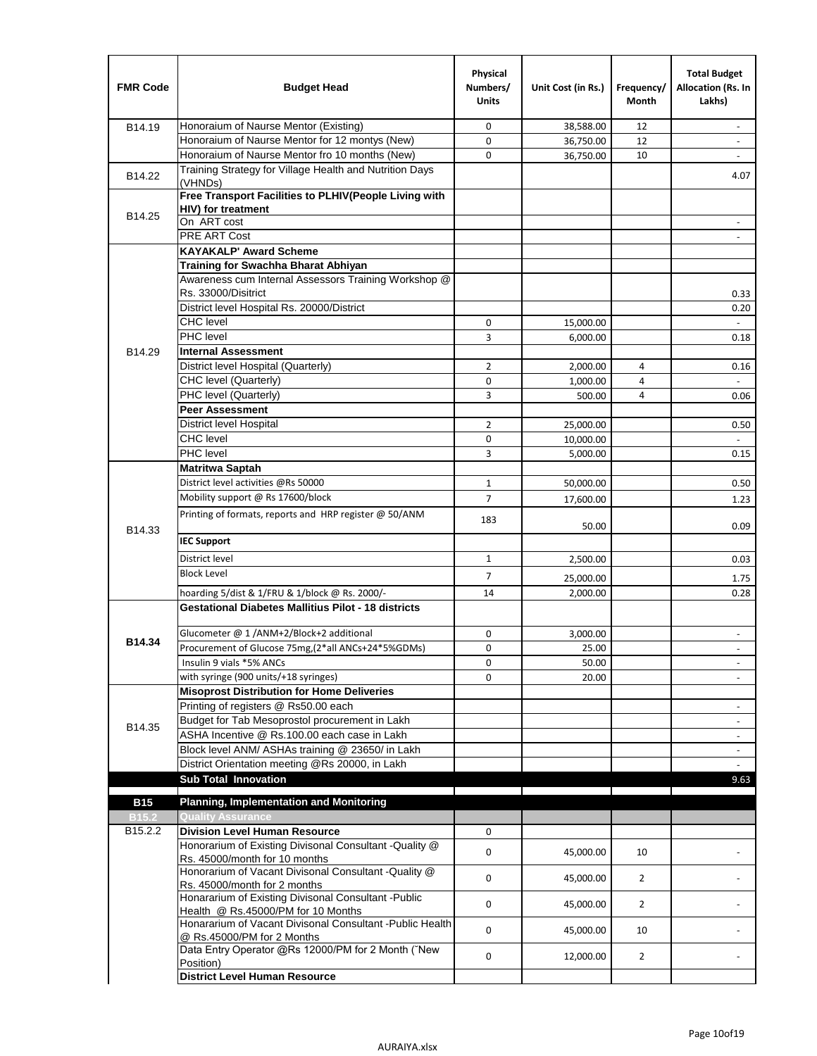| FMR Code | Budget Head | Physical Numbers/ Units | Unit Cost (in Rs.) | Frequency/ Month | Total Budget Allocation (Rs. In Lakhs) |
|---|---|---|---|---|---|
| B14.19 | Honoraium of Naurse Mentor (Existing) | 0 | 38,588.00 | 12 | - |
| | Honoraium of Naurse Mentor for 12 montys (New) | 0 | 36,750.00 | 12 | - |
| | Honoraium of Naurse Mentor fro 10 months (New) | 0 | 36,750.00 | 10 | - |
| B14.22 | Training Strategy for Village Health and Nutrition Days (VHNDs) | | | | 4.07 |
| B14.25 | **Free Transport Facilities to PLHIV(People Living with HIV) for treatment** | | | | |
| | On ART cost | | | | - |
| | PRE ART Cost | | | | - |
| B14.29 | **KAYAKALP' Award Scheme** | | | | |
| | **Training for Swachha Bharat Abhiyan** | | | | |
| | Awareness cum Internal Assessors Training Workshop @ Rs. 33000/Disitrict | | | | 0.33 |
| | District level Hospital Rs. 20000/District | | | | 0.20 |
| | CHC level | 0 | 15,000.00 | | - |
| | PHC level | 3 | 6,000.00 | | 0.18 |
| | **Internal Assessment** | | | | |
| | District level Hospital (Quarterly) | 2 | 2,000.00 | 4 | 0.16 |
| | CHC level (Quarterly) | 0 | 1,000.00 | 4 | - |
| | PHC level (Quarterly) | 3 | 500.00 | 4 | 0.06 |
| | **Peer Assessment** | | | | |
| | District level Hospital | 2 | 25,000.00 | | 0.50 |
| | CHC level | 0 | 10,000.00 | | - |
| | PHC level | 3 | 5,000.00 | | 0.15 |
| B14.33 | **Matritwa Saptah** | | | | |
| | District level activities @Rs 50000 | 1 | 50,000.00 | | 0.50 |
| | Mobility support @ Rs 17600/block | 7 | 17,600.00 | | 1.23 |
| | Printing of formats, reports and HRP register @ 50/ANM | 183 | 50.00 | | 0.09 |
| | **IEC Support** | | | | |
| | District level | 1 | 2,500.00 | | 0.03 |
| | Block Level | 7 | 25,000.00 | | 1.75 |
| | hoarding 5/dist & 1/FRU & 1/block @ Rs. 2000/- | 14 | 2,000.00 | | 0.28 |
| **B14.34** | **Gestational Diabetes Mallitius Pilot - 18 districts** | | | | |
| | Glucometer @ 1 /ANM+2/Block+2 additional | 0 | 3,000.00 | | - |
| | Procurement of Glucose 75mg,(2*all ANCs+24*5%GDMs) | 0 | 25.00 | | - |
| | Insulin 9 vials *5% ANCs | 0 | 50.00 | | - |
| | with syringe (900 units/+18 syringes) | 0 | 20.00 | | - |
| B14.35 | **Misoprost Distribution for Home Deliveries** | | | | |
| | Printing of registers @ Rs50.00 each | | | | - |
| | Budget for Tab Mesoprostol procurement in Lakh | | | | - |
| | ASHA Incentive @ Rs.100.00 each case in Lakh | | | | - |
| | Block level ANM/ ASHAs training @ 23650/ in Lakh | | | | - |
| | District Orientation meeting @Rs 20000, in Lakh | | | | - |
| | **Sub Total Innovation** | | | | 9.63 |
| **B15** | **Planning, Implementation and Monitoring** | | | | |
| **B15.2** | **Quality Assurance** | | | | |
| B15.2.2 | **Division Level Human Resource** | 0 | | | |
| | Honorarium of Existing Divisonal Consultant -Quality @ Rs. 45000/month for 10 months | 0 | 45,000.00 | 10 | - |
| | Honorarium of Vacant Divisonal Consultant -Quality @ Rs. 45000/month for 2 months | 0 | 45,000.00 | 2 | - |
| | Honararium of Existing Divisonal Consultant -Public Health @ Rs.45000/PM for 10 Months | 0 | 45,000.00 | 2 | - |
| | Honararium of Vacant Divisonal Consultant -Public Health @ Rs.45000/PM for 2 Months | 0 | 45,000.00 | 10 | - |
| | Data Entry Operator @Rs 12000/PM for 2 Month (˜New Position) | 0 | 12,000.00 | 2 | - |
| | **District Level Human Resource** | | | | |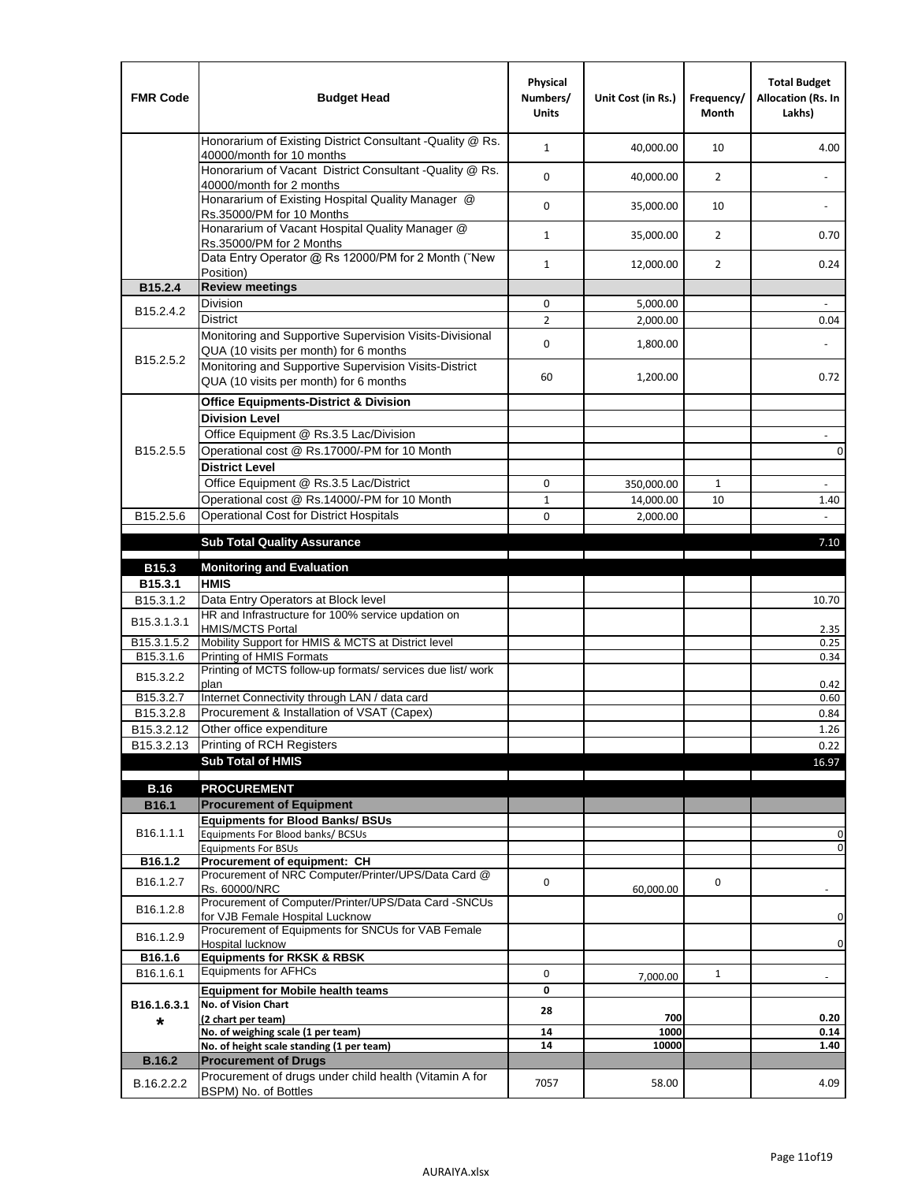| FMR Code | Budget Head | Physical Numbers/ Units | Unit Cost (in Rs.) | Frequency/ Month | Total Budget Allocation (Rs. In Lakhs) |
|---|---|---|---|---|---|
| | Honorarium of Existing District Consultant -Quality @ Rs. 40000/month for 10 months | 1 | 40,000.00 | 10 | 4.00 |
| | Honorarium of Vacant District Consultant -Quality @ Rs. 40000/month for 2 months | 0 | 40,000.00 | 2 | - |
| | Honararium of Existing Hospital Quality Manager @ Rs.35000/PM for 10 Months | 0 | 35,000.00 | 10 | - |
| | Honararium of Vacant Hospital Quality Manager @ Rs.35000/PM for 2 Months | 1 | 35,000.00 | 2 | 0.70 |
| | Data Entry Operator @ Rs 12000/PM for 2 Month (˜New Position) | 1 | 12,000.00 | 2 | 0.24 |
| **B15.2.4** | **Review meetings** | | | | |
| B15.2.4.2 | Division | 0 | 5,000.00 | | - |
| | District | 2 | 2,000.00 | | 0.04 |
| B15.2.5.2 | Monitoring and Supportive Supervision Visits-Divisional QUA (10 visits per month) for 6 months | 0 | 1,800.00 | | - |
| | Monitoring and Supportive Supervision Visits-District QUA (10 visits per month) for 6 months | 60 | 1,200.00 | | 0.72 |
| B15.2.5.5 | **Office Equipments-District & Division** | | | | |
| | **Division Level** | | | | |
| | Office Equipment @ Rs.3.5 Lac/Division | | | | - |
| | Operational cost @ Rs.17000/-PM for 10 Month | | | | 0 |
| | **District Level** | | | | |
| | Office Equipment @ Rs.3.5 Lac/District | 0 | 350,000.00 | 1 | - |
| | Operational cost @ Rs.14000/-PM for 10 Month | 1 | 14,000.00 | 10 | 1.40 |
| B15.2.5.6 | Operational Cost for District Hospitals | 0 | 2,000.00 | | - |
| | **Sub Total Quality Assurance** | | | | 7.10 |
| **B15.3** | **Monitoring and Evaluation** | | | | |
| **B15.3.1** | **HMIS** | | | | |
| B15.3.1.2 | Data Entry Operators at Block level | | | | 10.70 |
| B15.3.1.3.1 | HR and Infrastructure for 100% service updation on HMIS/MCTS Portal | | | | 2.35 |
| B15.3.1.5.2 | Mobility Support for HMIS & MCTS at District level | | | | 0.25 |
| B15.3.1.6 | Printing of HMIS Formats | | | | 0.34 |
| B15.3.2.2 | Printing of MCTS follow-up formats/ services due list/ work plan | | | | 0.42 |
| B15.3.2.7 | Internet Connectivity through LAN / data card | | | | 0.60 |
| B15.3.2.8 | Procurement & Installation of VSAT (Capex) | | | | 0.84 |
| B15.3.2.12 | Other office expenditure | | | | 1.26 |
| B15.3.2.13 | Printing of RCH Registers | | | | 0.22 |
| | **Sub Total of HMIS** | | | | 16.97 |
| **B.16** | **PROCUREMENT** | | | | |
| **B16.1** | **Procurement of Equipment** | | | | |
| B16.1.1.1 | **Equipments for Blood Banks/ BSUs** | | | | |
| | Equipments For Blood banks/ BCSUs | | | | 0 |
| | Equipments For BSUs | | | | 0 |
| **B16.1.2** | **Procurement of equipment: CH** | | | | |
| B16.1.2.7 | Procurement of NRC Computer/Printer/UPS/Data Card @ Rs. 60000/NRC | 0 | 60,000.00 | 0 | - |
| B16.1.2.8 | Procurement of Computer/Printer/UPS/Data Card -SNCUs for VJB Female Hospital Lucknow | | | | 0 |
| B16.1.2.9 | Procurement of Equipments for SNCUs for VAB Female Hospital lucknow | | | | 0 |
| **B16.1.6** | **Equipments for RKSK & RBSK** | | | | |
| B16.1.6.1 | Equipments for AFHCs | 0 | 7,000.00 | 1 | - |
| B16.1.6.3.1 * | **Equipment for Mobile health teams** | 0 | | | |
| | **No. of Vision Chart (2 chart per team)** | 28 | 700 | | 0.20 |
| | **No. of weighing scale (1 per team)** | 14 | 1000 | | 0.14 |
| | **No. of height scale standing (1 per team)** | 14 | 10000 | | 1.40 |
| **B.16.2** | **Procurement of Drugs** | | | | |
| B.16.2.2.2 | Procurement of drugs under child health (Vitamin A for BSPM) No. of Bottles | 7057 | 58.00 | | 4.09 |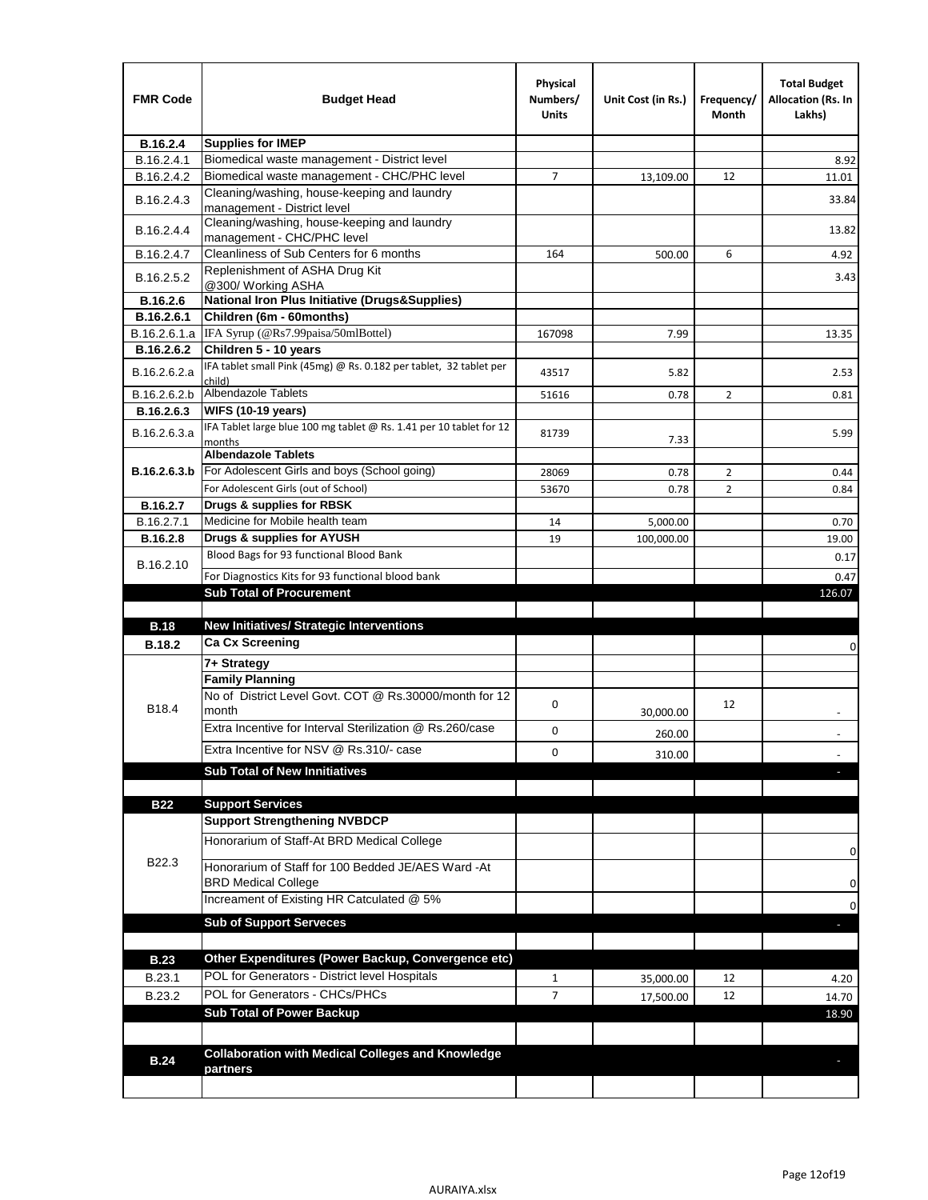| FMR Code | Budget Head | Physical Numbers/ Units | Unit Cost (in Rs.) | Frequency/ Month | Total Budget Allocation (Rs. In Lakhs) |
|---|---|---|---|---|---|
| **B.16.2.4** | **Supplies for IMEP** | | | | |
| B.16.2.4.1 | Biomedical waste management - District level | | | | 8.92 |
| B.16.2.4.2 | Biomedical waste management - CHC/PHC level | 7 | 13,109.00 | 12 | 11.01 |
| B.16.2.4.3 | Cleaning/washing, house-keeping and laundry management - District level | | | | 33.84 |
| B.16.2.4.4 | Cleaning/washing, house-keeping and laundry management - CHC/PHC level | | | | 13.82 |
| B.16.2.4.7 | Cleanliness of Sub Centers for 6 months | 164 | 500.00 | 6 | 4.92 |
| B.16.2.5.2 | Replenishment of ASHA Drug Kit @300/ Working ASHA | | | | 3.43 |
| **B.16.2.6** | **National Iron Plus Initiative (Drugs&Supplies)** | | | | |
| **B.16.2.6.1** | **Children (6m - 60months)** | | | | |
| B.16.2.6.1.a | IFA Syrup (@Rs7.99paisa/50mlBottel) | 167098 | 7.99 | | 13.35 |
| **B.16.2.6.2** | **Children 5 - 10 years** | | | | |
| B.16.2.6.2.a | IFA tablet small Pink (45mg) @ Rs. 0.182 per tablet, 32 tablet per child) | 43517 | 5.82 | | 2.53 |
| B.16.2.6.2.b | Albendazole Tablets | 51616 | 0.78 | 2 | 0.81 |
| **B.16.2.6.3** | **WIFS (10-19 years)** | | | | |
| B.16.2.6.3.a | IFA Tablet large blue 100 mg tablet @ Rs. 1.41 per 10 tablet for 12 months | 81739 | 7.33 | | 5.99 |
| **B.16.2.6.3.b** | **Albendazole Tablets** | | | | |
| | For Adolescent Girls and boys (School going) | 28069 | 0.78 | 2 | 0.44 |
| | For Adolescent Girls (out of School) | 53670 | 0.78 | 2 | 0.84 |
| **B.16.2.7** | **Drugs & supplies for RBSK** | | | | |
| B.16.2.7.1 | Medicine for Mobile health team | 14 | 5,000.00 | | 0.70 |
| **B.16.2.8** | **Drugs & supplies for AYUSH** | 19 | 100,000.00 | | 19.00 |
| B.16.2.10 | Blood Bags for 93 functional Blood Bank | | | | 0.17 |
| | For Diagnostics Kits for 93 functional blood bank | | | | 0.47 |
| | **Sub Total of Procurement** | | | | 126.07 |
| | | | | | |
| **B.18** | **New Initiatives/ Strategic Interventions** | | | | |
| **B.18.2** | **Ca Cx Screening** | | | | 0 |
| B18.4 | **7+ Strategy** | | | | |
| | **Family Planning** | | | | |
| | No of District Level Govt. COT @ Rs.30000/month for 12 month | 0 | 30,000.00 | 12 | - |
| | Extra Incentive for Interval Sterilization @ Rs.260/case | 0 | 260.00 | | - |
| | Extra Incentive for NSV @ Rs.310/- case | 0 | 310.00 | | - |
| | **Sub Total of New Innitiatives** | | | | - |
| | | | | | |
| **B22** | **Support Services** | | | | |
| B22.3 | **Support Strengthening NVBDCP** | | | | |
| | Honorarium of Staff-At BRD Medical College | | | | 0 |
| | Honorarium of Staff for 100 Bedded JE/AES Ward -At BRD Medical College | | | | 0 |
| | Increament of Existing HR Catculated @ 5% | | | | 0 |
| | **Sub of Support Serveces** | | | | - |
| | | | | | |
| **B.23** | **Other Expenditures (Power Backup, Convergence etc)** | | | | |
| B.23.1 | POL for Generators - District level Hospitals | 1 | 35,000.00 | 12 | 4.20 |
| B.23.2 | POL for Generators - CHCs/PHCs | 7 | 17,500.00 | 12 | 14.70 |
| | **Sub Total of Power Backup** | | | | 18.90 |
| | | | | | |
| **B.24** | **Collaboration with Medical Colleges and Knowledge partners** | | | | - |
| | | | | | |

AURAIYA.xlsx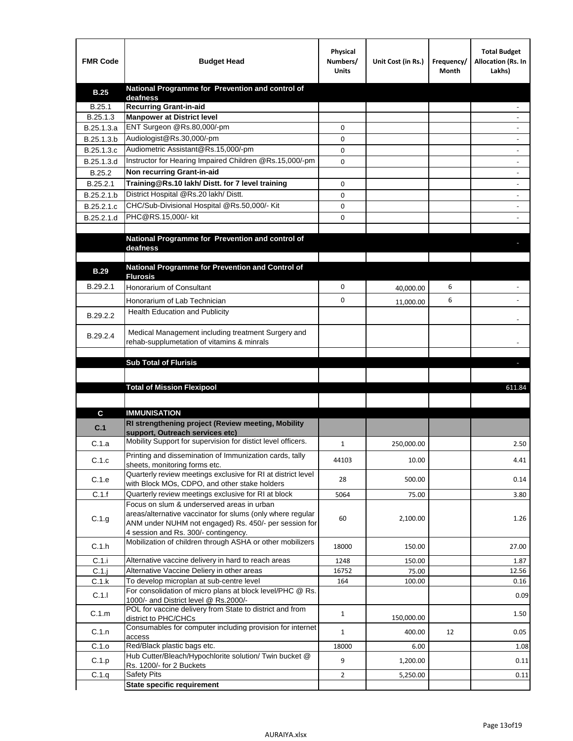| FMR Code | Budget Head | Physical Numbers/ Units | Unit Cost (in Rs.) | Frequency/ Month | Total Budget Allocation (Rs. In Lakhs) |
|---|---|---|---|---|---|
| **B.25** | **National Programme for Prevention and control of deafness** | | | | |
| B.25.1 | **Recurring Grant-in-aid** | | | | - |
| B.25.1.3 | **Manpower at District level** | | | | - |
| B.25.1.3.a | ENT Surgeon @Rs.80,000/-pm | 0 | | | - |
| B.25.1.3.b | Audiologist@Rs.30,000/-pm | 0 | | | - |
| B.25.1.3.c | Audiometric Assistant@Rs.15,000/-pm | 0 | | | - |
| B.25.1.3.d | Instructor for Hearing Impaired Children @Rs.15,000/-pm | 0 | | | - |
| B.25.2 | **Non recurring Grant-in-aid** | | | | - |
| B.25.2.1 | **Training@Rs.10 lakh/ Distt. for 7 level training** | 0 | | | - |
| B.25.2.1.b | District Hospital @Rs.20 lakh/ Distt. | 0 | | | - |
| B.25.2.1.c | CHC/Sub-Divisional Hospital @Rs.50,000/- Kit | 0 | | | - |
| B.25.2.1.d | PHC@RS.15,000/- kit | 0 | | | - |
| | | | | | |
| | **National Programme for Prevention and control of deafness** | | | | - |
| | | | | | |
| **B.29** | **National Programme for Prevention and Control of Flurosis** | | | | |
| B.29.2.1 | Honorarium of Consultant | 0 | 40,000.00 | 6 | - |
| | Honorarium of Lab Technician | 0 | 11,000.00 | 6 | - |
| B.29.2.2 | Health Education and Publicity | | | | - |
| B.29.2.4 | Medical Management including treatment Surgery and rehab-supplumetation of vitamins & minrals | | | | - |
| | | | | | |
| | **Sub Total of Flurisis** | | | | - |
| | | | | | |
| | **Total of Mission Flexipool** | | | | 611.84 |
| | | | | | |
| **C** | **IMMUNISATION** | | | | |
| **C.1** | **RI strengthening project (Review meeting, Mobility support, Outreach services etc)** | | | | |
| C.1.a | Mobility Support for supervision for distict level officers. | 1 | 250,000.00 | | 2.50 |
| C.1.c | Printing and dissemination of Immunization cards, tally sheets, monitoring forms etc. | 44103 | 10.00 | | 4.41 |
| C.1.e | Quarterly review meetings exclusive for RI at district level with Block MOs, CDPO, and other stake holders | 28 | 500.00 | | 0.14 |
| C.1.f | Quarterly review meetings exclusive for RI at block | 5064 | 75.00 | | 3.80 |
| C.1.g | Focus on slum & underserved areas in urban areas/alternative vaccinator for slums (only where regular ANM under NUHM not engaged) Rs. 450/- per session for 4 session and Rs. 300/- contingency. | 60 | 2,100.00 | | 1.26 |
| C.1.h | Mobilization of children through ASHA or other mobilizers | 18000 | 150.00 | | 27.00 |
| C.1.i | Alternative vaccine delivery in hard to reach areas | 1248 | 150.00 | | 1.87 |
| C.1.j | Alternative Vaccine Deliery in other areas | 16752 | 75.00 | | 12.56 |
| C.1.k | To develop microplan at sub-centre level | 164 | 100.00 | | 0.16 |
| C.1.l | For consolidation of micro plans at block level/PHC @ Rs. 1000/- and District level @ Rs.2000/- | | | | 0.09 |
| C.1.m | POL for vaccine delivery from State to district and from district to PHC/CHCs | 1 | 150,000.00 | | 1.50 |
| C.1.n | Consumables for computer including provision for internet access | 1 | 400.00 | 12 | 0.05 |
| C.1.o | Red/Black plastic bags etc. | 18000 | 6.00 | | 1.08 |
| C.1.p | Hub Cutter/Bleach/Hypochlorite solution/ Twin bucket @ Rs. 1200/- for 2 Buckets | 9 | 1,200.00 | | 0.11 |
| C.1.q | Safety Pits | 2 | 5,250.00 | | 0.11 |
| | **State specific requirement** | | | | |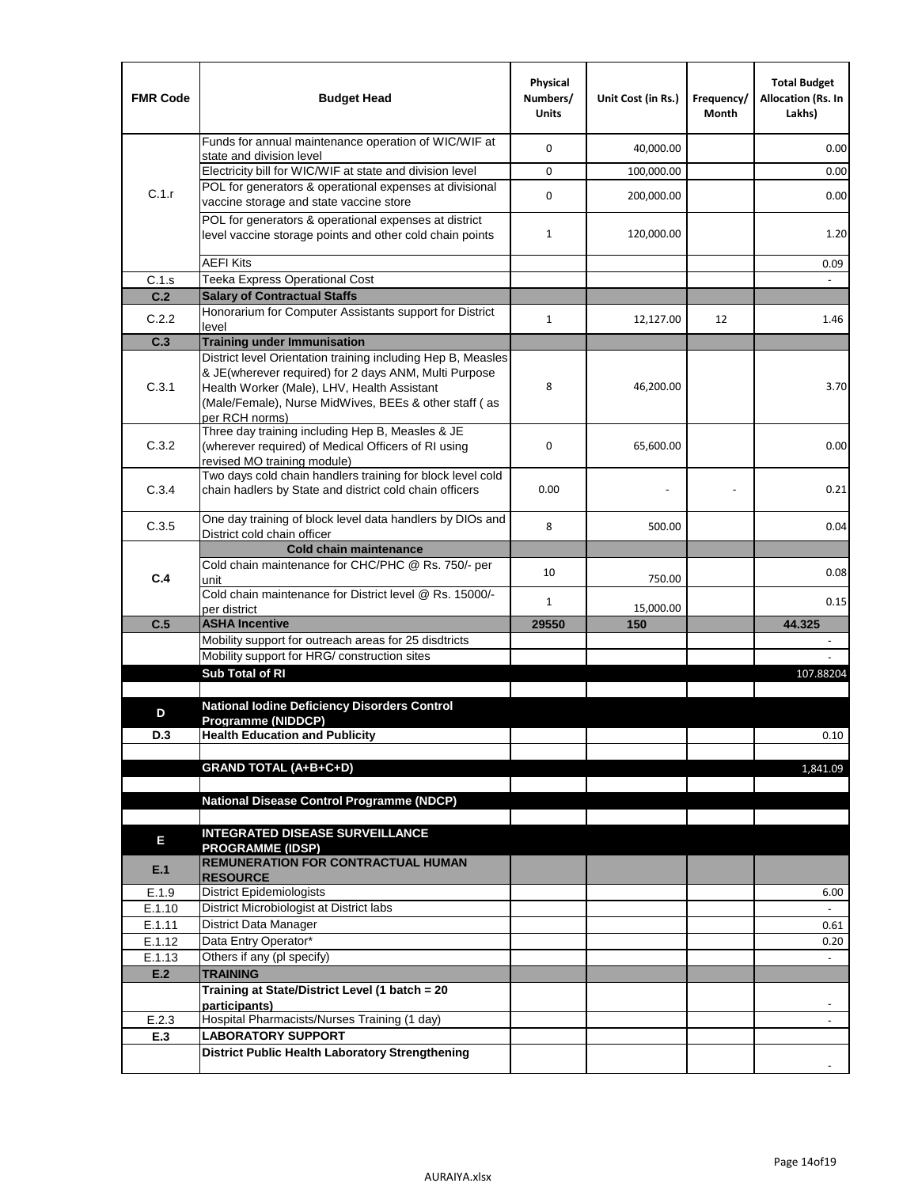| FMR Code | Budget Head | Physical Numbers/ Units | Unit Cost (in Rs.) | Frequency/ Month | Total Budget Allocation (Rs. In Lakhs) |
|---|---|---|---|---|---|
| C.1.r | Funds for annual maintenance operation of WIC/WIF at state and division level | 0 | 40,000.00 | | 0.00 |
| | Electricity bill for WIC/WIF at state and division level | 0 | 100,000.00 | | 0.00 |
| | POL for generators & operational expenses at divisional vaccine storage and state vaccine store | 0 | 200,000.00 | | 0.00 |
| | POL for generators & operational expenses at district level vaccine storage points and other cold chain points | 1 | 120,000.00 | | 1.20 |
| | AEFI Kits | | | | 0.09 |
| C.1.s | Teeka Express Operational Cost | | | | - |
| **C.2** | **Salary of Contractual Staffs** | | | | |
| C.2.2 | Honorarium for Computer Assistants support for District level | 1 | 12,127.00 | 12 | 1.46 |
| **C.3** | **Training under Immunisation** | | | | |
| C.3.1 | District level Orientation training including Hep B, Measles & JE(wherever required) for 2 days ANM, Multi Purpose Health Worker (Male), LHV, Health Assistant (Male/Female), Nurse MidWives, BEEs & other staff ( as per RCH norms) | 8 | 46,200.00 | | 3.70 |
| C.3.2 | Three day training including Hep B, Measles & JE (wherever required) of Medical Officers of RI using revised MO training module) | 0 | 65,600.00 | | 0.00 |
| C.3.4 | Two days cold chain handlers training for block level cold chain hadlers by State and district cold chain officers | 0.00 | - | - | 0.21 |
| C.3.5 | One day training of block level data handlers by DIOs and District cold chain officer | 8 | 500.00 | | 0.04 |
| C.4 | **Cold chain maintenance** | | | | |
| | Cold chain maintenance for CHC/PHC @ Rs. 750/- per unit | 10 | 750.00 | | 0.08 |
| | Cold chain maintenance for District level @ Rs. 15000/- per district | 1 | 15,000.00 | | 0.15 |
| **C.5** | **ASHA Incentive** | **29550** | **150** | | **44.325** |
| | Mobility support for outreach areas for 25 disdtricts | | | | - |
| | Mobility support for HRG/ construction sites | | | | - |
| | **Sub Total of RI** | | | | 107.88204 |
| | | | | | |
| **D** | **National Iodine Deficiency Disorders Control Programme (NIDDCP)** | | | | |
| **D.3** | **Health Education and Publicity** | | | | 0.10 |
| | | | | | |
| | **GRAND TOTAL (A+B+C+D)** | | | | 1,841.09 |
| | | | | | |
| | **National Disease Control Programme (NDCP)** | | | | |
| | | | | | |
| **E** | **INTEGRATED DISEASE SURVEILLANCE PROGRAMME (IDSP)** | | | | |
| **E.1** | **REMUNERATION FOR CONTRACTUAL HUMAN RESOURCE** | | | | |
| E.1.9 | District Epidemiologists | | | | 6.00 |
| E.1.10 | District Microbiologist at District labs | | | | - |
| E.1.11 | District Data Manager | | | | 0.61 |
| E.1.12 | Data Entry Operator* | | | | 0.20 |
| E.1.13 | Others if any (pl specify) | | | | - |
| **E.2** | **TRAINING** | | | | |
| | **Training at State/District Level (1 batch = 20 participants)** | | | | - |
| E.2.3 | Hospital Pharmacists/Nurses Training (1 day) | | | | - |
| **E.3** | **LABORATORY SUPPORT** | | | | |
| | **District Public Health Laboratory Strengthening** | | | | - |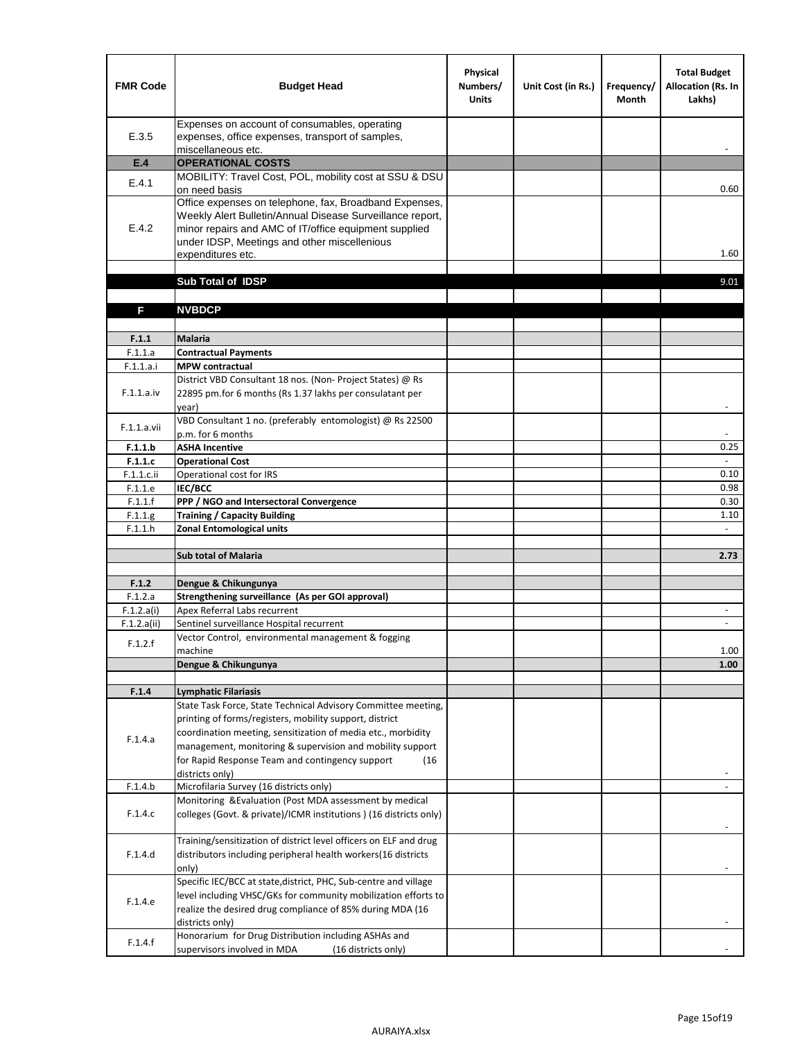| FMR Code | Budget Head | Physical Numbers/ Units | Unit Cost (in Rs.) | Frequency/ Month | Total Budget Allocation (Rs. In Lakhs) |
|---|---|---|---|---|---|
| E.3.5 | Expenses on account of consumables, operating expenses, office expenses, transport of samples, miscellaneous etc. | | | | - |
| **E.4** | **OPERATIONAL COSTS** | | | | |
| E.4.1 | MOBILITY: Travel Cost, POL, mobility cost at SSU & DSU on need basis | | | | 0.60 |
| E.4.2 | Office expenses on telephone, fax, Broadband Expenses, Weekly Alert Bulletin/Annual Disease Surveillance report, minor repairs and AMC of IT/office equipment supplied under IDSP, Meetings and other miscellenious expenditures etc. | | | | 1.60 |
| | | | | | |
| | **Sub Total of IDSP** | | | | 9.01 |
| | | | | | |
| **F** | **NVBDCP** | | | | |
| | | | | | |
| **F.1.1** | **Malaria** | | | | |
| F.1.1.a | **Contractual Payments** | | | | |
| F.1.1.a.i | **MPW contractual** | | | | |
| F.1.1.a.iv | District VBD Consultant 18 nos. (Non- Project States) @ Rs 22895 pm.for 6 months (Rs 1.37 lakhs per consulatant per year) | | | | - |
| F.1.1.a.vii | VBD Consultant 1 no. (preferably entomologist) @ Rs 22500 p.m. for 6 months | | | | - |
| **F.1.1.b** | **ASHA Incentive** | | | | 0.25 |
| **F.1.1.c** | **Operational Cost** | | | | - |
| F.1.1.c.ii | Operational cost for IRS | | | | 0.10 |
| F.1.1.e | **IEC/BCC** | | | | 0.98 |
| F.1.1.f | **PPP / NGO and Intersectoral Convergence** | | | | 0.30 |
| F.1.1.g | **Training / Capacity Building** | | | | 1.10 |
| F.1.1.h | **Zonal Entomological units** | | | | - |
| | | | | | |
| | **Sub total of Malaria** | | | | **2.73** |
| | | | | | |
| **F.1.2** | **Dengue & Chikungunya** | | | | |
| F.1.2.a | **Strengthening surveillance (As per GOI approval)** | | | | |
| F.1.2.a(i) | Apex Referral Labs recurrent | | | | - |
| F.1.2.a(ii) | Sentinel surveillance Hospital recurrent | | | | - |
| F.1.2.f | Vector Control, environmental management & fogging machine | | | | 1.00 |
| | **Dengue & Chikungunya** | | | | **1.00** |
| | | | | | |
| **F.1.4** | **Lymphatic Filariasis** | | | | |
| F.1.4.a | State Task Force, State Technical Advisory Committee meeting, printing of forms/registers, mobility support, district coordination meeting, sensitization of media etc., morbidity management, monitoring & supervision and mobility support for Rapid Response Team and contingency support (16 districts only) | | | | - |
| F.1.4.b | Microfilaria Survey (16 districts only) | | | | - |
| F.1.4.c | Monitoring &Evaluation (Post MDA assessment by medical colleges (Govt. & private)/ICMR institutions ) (16 districts only) | | | | - |
| F.1.4.d | Training/sensitization of district level officers on ELF and drug distributors including peripheral health workers(16 districts only) | | | | - |
| F.1.4.e | Specific IEC/BCC at state,district, PHC, Sub-centre and village level including VHSC/GKs for community mobilization efforts to realize the desired drug compliance of 85% during MDA (16 districts only) | | | | - |
| F.1.4.f | Honorarium for Drug Distribution including ASHAs and supervisors involved in MDA (16 districts only) | | | | - |

AURAIYA.xlsx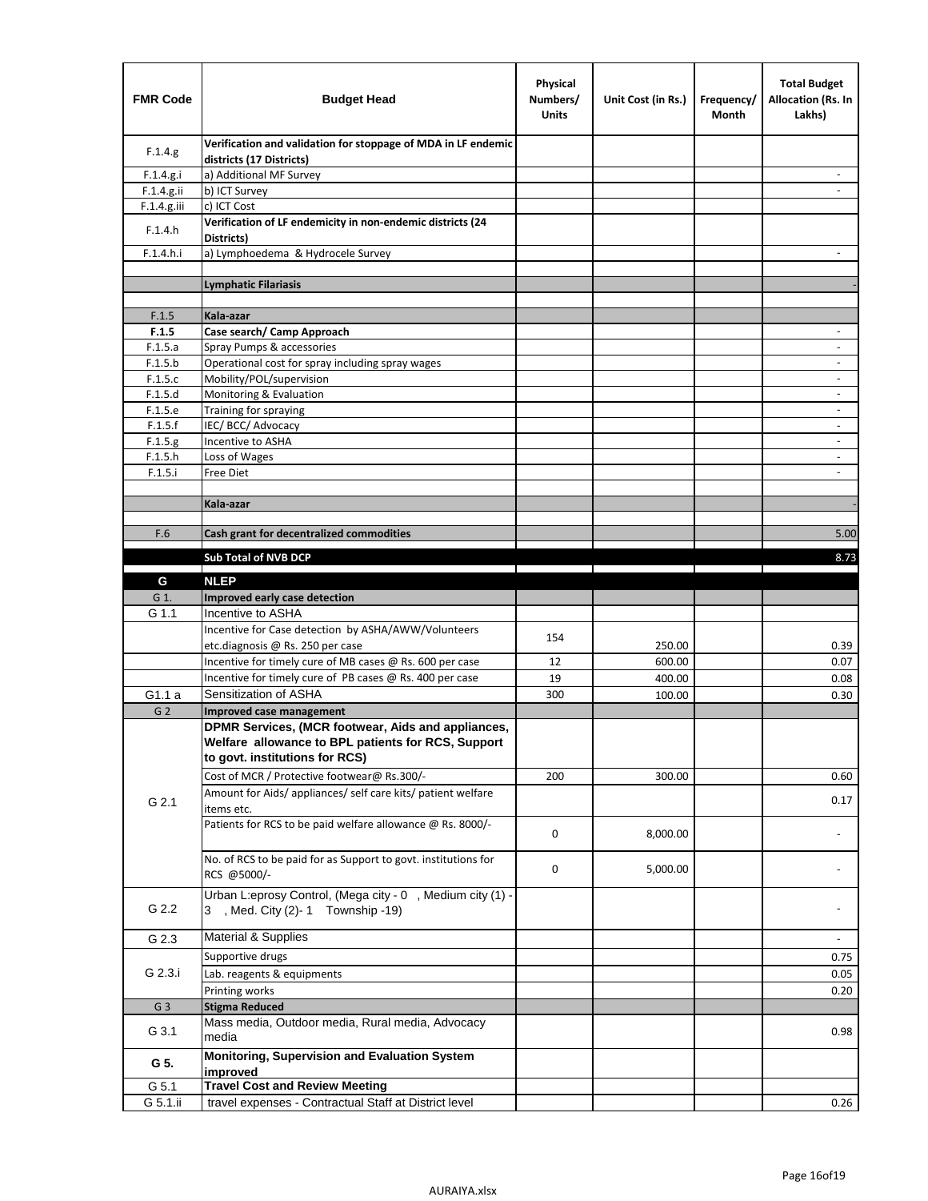| FMR Code | Budget Head | Physical Numbers/ Units | Unit Cost (in Rs.) | Frequency/ Month | Total Budget Allocation (Rs. In Lakhs) |
|---|---|---|---|---|---|
| F.1.4.g | **Verification and validation for stoppage of MDA in LF endemic districts (17 Districts)** | | | | |
| F.1.4.g.i | a) Additional MF Survey | | | | - |
| F.1.4.g.ii | b) ICT Survey | | | | - |
| F.1.4.g.iii | c) ICT Cost | | | | |
| F.1.4.h | **Verification of LF endemicity in non-endemic districts (24 Districts)** | | | | |
| F.1.4.h.i | a) Lymphoedema & Hydrocele Survey | | | | - |
| | | | | | |
| | **Lymphatic Filariasis** | | | | - |
| | | | | | |
| F.1.5 | **Kala-azar** | | | | |
| **F.1.5** | **Case search/ Camp Approach** | | | | - |
| F.1.5.a | Spray Pumps & accessories | | | | - |
| F.1.5.b | Operational cost for spray including spray wages | | | | - |
| F.1.5.c | Mobility/POL/supervision | | | | - |
| F.1.5.d | Monitoring & Evaluation | | | | - |
| F.1.5.e | Training for spraying | | | | - |
| F.1.5.f | IEC/ BCC/ Advocacy | | | | - |
| F.1.5.g | Incentive to ASHA | | | | - |
| F.1.5.h | Loss of Wages | | | | - |
| F.1.5.i | Free Diet | | | | - |
| | | | | | |
| | **Kala-azar** | | | | - |
| | | | | | |
| F.6 | **Cash grant for decentralized commodities** | | | | 5.00 |
| | **Sub Total of NVB DCP** | | | | 8.73 |
| **G** | **NLEP** | | | | |
| G 1. | **Improved early case detection** | | | | |
| G 1.1 | Incentive to ASHA | | | | |
| | Incentive for Case detection by ASHA/AWW/Volunteers etc.diagnosis @ Rs. 250 per case | 154 | 250.00 | | 0.39 |
| | Incentive for timely cure of MB cases @ Rs. 600 per case | 12 | 600.00 | | 0.07 |
| | Incentive for timely cure of PB cases @ Rs. 400 per case | 19 | 400.00 | | 0.08 |
| G1.1 a | Sensitization of ASHA | 300 | 100.00 | | 0.30 |
| G 2 | **Improved case management** | | | | |
| G 2.1 | **DPMR Services, (MCR footwear, Aids and appliances, Welfare allowance to BPL patients for RCS, Support to govt. institutions for RCS)** | | | | |
| | Cost of MCR / Protective footwear@ Rs.300/- | 200 | 300.00 | | 0.60 |
| | Amount for Aids/ appliances/ self care kits/ patient welfare items etc. | | | | 0.17 |
| | Patients for RCS to be paid welfare allowance @ Rs. 8000/- | 0 | 8,000.00 | | - |
| | No. of RCS to be paid for as Support to govt. institutions for RCS @5000/- | 0 | 5,000.00 | | - |
| G 2.2 | Urban L:eprosy Control, (Mega city - 0 , Medium city (1) - 3 , Med. City (2)- 1 Township -19) | | | | - |
| G 2.3 | Material & Supplies | | | | - |
| G 2.3.i | Supportive drugs | | | | 0.75 |
| | Lab. reagents & equipments | | | | 0.05 |
| | Printing works | | | | 0.20 |
| G 3 | **Stigma Reduced** | | | | |
| G 3.1 | Mass media, Outdoor media, Rural media, Advocacy media | | | | 0.98 |
| **G 5.** | **Monitoring, Supervision and Evaluation System improved** | | | | |
| G 5.1 | **Travel Cost and Review Meeting** | | | | |
| G 5.1.ii | travel expenses - Contractual Staff at District level | | | | 0.26 |

AURAIYA.xlsx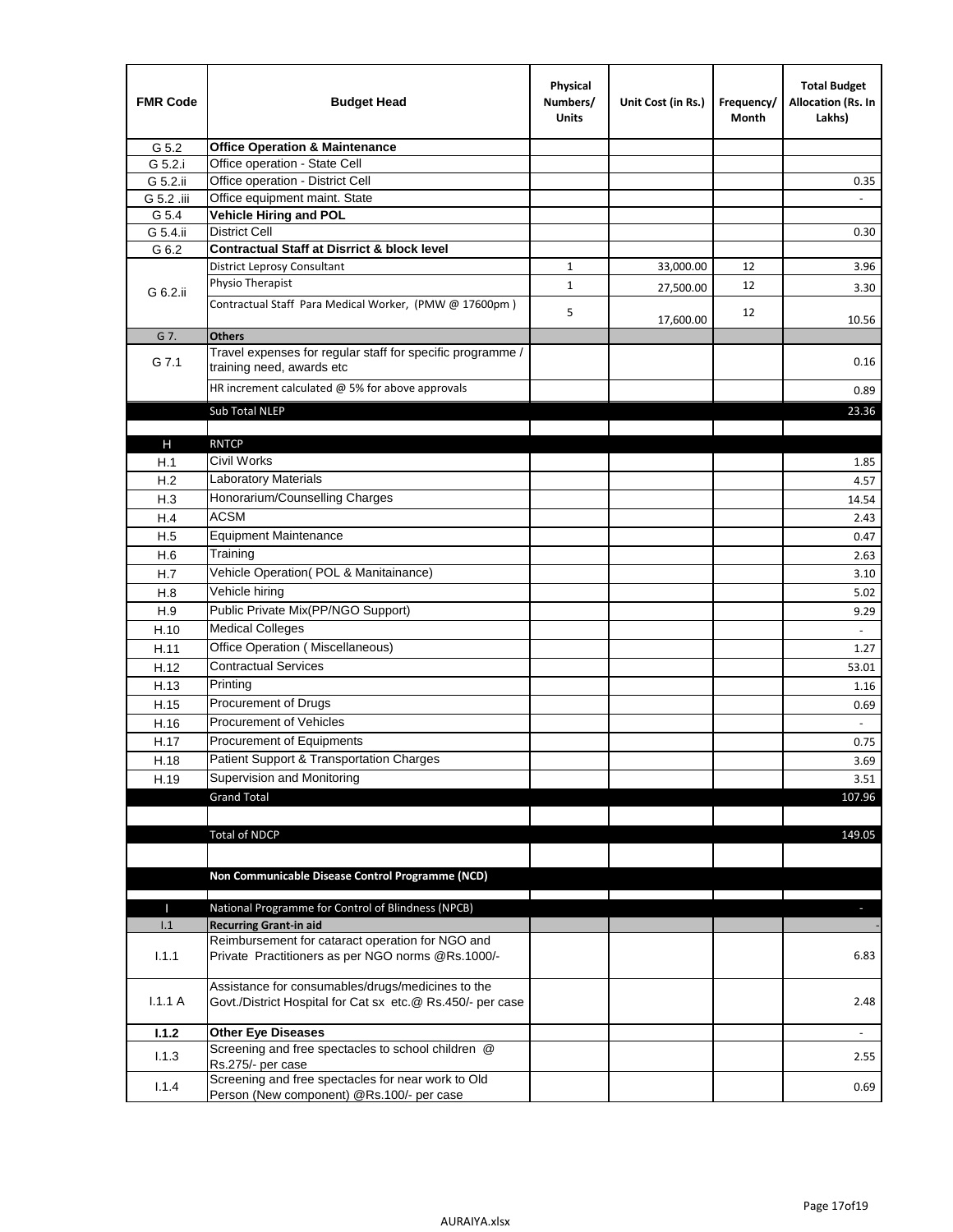| FMR Code | Budget Head | Physical Numbers/ Units | Unit Cost (in Rs.) | Frequency/ Month | Total Budget Allocation (Rs. In Lakhs) |
|---|---|---|---|---|---|
| G 5.2 | **Office Operation & Maintenance** | | | | |
| G 5.2.i | Office operation - State Cell | | | | |
| G 5.2.ii | Office operation - District Cell | | | | 0.35 |
| G 5.2 .iii | Office equipment maint. State | | | | - |
| G 5.4 | **Vehicle Hiring and POL** | | | | |
| G 5.4.ii | District Cell | | | | 0.30 |
| G 6.2 | **Contractual Staff at Disrrict & block level** | | | | |
| G 6.2.ii | District Leprosy Consultant | 1 | 33,000.00 | 12 | 3.96 |
| | Physio Therapist | 1 | 27,500.00 | 12 | 3.30 |
| | Contractual Staff Para Medical Worker, (PMW @ 17600pm ) | 5 | 17,600.00 | 12 | 10.56 |
| G 7. | **Others** | | | | |
| G 7.1 | Travel expenses for regular staff for specific programme / training need, awards etc | | | | 0.16 |
| | HR increment calculated @ 5% for above approvals | | | | 0.89 |
| | Sub Total NLEP | | | | 23.36 |
| | | | | | |
| H | RNTCP | | | | |
| H.1 | Civil Works | | | | 1.85 |
| H.2 | Laboratory Materials | | | | 4.57 |
| H.3 | Honorarium/Counselling Charges | | | | 14.54 |
| H.4 | ACSM | | | | 2.43 |
| H.5 | Equipment Maintenance | | | | 0.47 |
| H.6 | Training | | | | 2.63 |
| H.7 | Vehicle Operation( POL & Manitainance) | | | | 3.10 |
| H.8 | Vehicle hiring | | | | 5.02 |
| H.9 | Public Private Mix(PP/NGO Support) | | | | 9.29 |
| H.10 | Medical Colleges | | | | - |
| H.11 | Office Operation ( Miscellaneous) | | | | 1.27 |
| H.12 | Contractual Services | | | | 53.01 |
| H.13 | Printing | | | | 1.16 |
| H.15 | Procurement of Drugs | | | | 0.69 |
| H.16 | Procurement of Vehicles | | | | - |
| H.17 | Procurement of Equipments | | | | 0.75 |
| H.18 | Patient Support & Transportation Charges | | | | 3.69 |
| H.19 | Supervision and Monitoring | | | | 3.51 |
| | Grand Total | | | | 107.96 |
| | | | | | |
| | Total of NDCP | | | | 149.05 |
| | | | | | |
| | **Non Communicable Disease Control Programme (NCD)** | | | | |
| | | | | | |
| I | National Programme for Control of Blindness (NPCB) | | | | - |
| I.1 | **Recurring Grant-in aid** | | | | - |
| I.1.1 | Reimbursement for cataract operation for NGO and Private Practitioners as per NGO norms @Rs.1000/- | | | | 6.83 |
| I.1.1 A | Assistance for consumables/drugs/medicines to the Govt./District Hospital for Cat sx etc.@ Rs.450/- per case | | | | 2.48 |
| **I.1.2** | **Other Eye Diseases** | | | | - |
| I.1.3 | Screening and free spectacles to school children @ Rs.275/- per case | | | | 2.55 |
| I.1.4 | Screening and free spectacles for near work to Old Person (New component) @Rs.100/- per case | | | | 0.69 |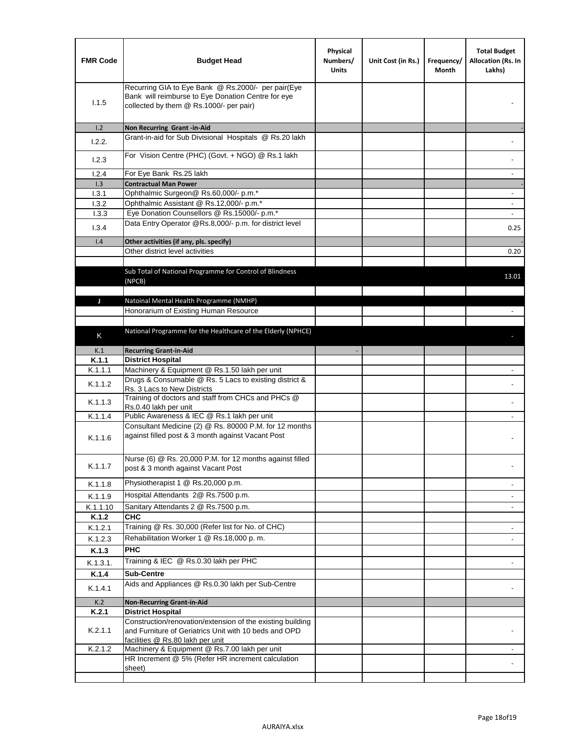| FMR Code | Budget Head | Physical Numbers/ Units | Unit Cost (in Rs.) | Frequency/ Month | Total Budget Allocation (Rs. In Lakhs) |
|---|---|---|---|---|---|
| I.1.5 | Recurring GIA to Eye Bank @ Rs.2000/- per pair(Eye Bank will reimburse to Eye Donation Centre for eye collected by them @ Rs.1000/- per pair) | | | | - |
| I.2 | **Non Recurring Grant -in-Aid** | | | | - |
| I.2.2. | Grant-in-aid for Sub Divisional Hospitals @ Rs.20 lakh | | | | - |
| I.2.3 | For Vision Centre (PHC) (Govt. + NGO) @ Rs.1 lakh | | | | - |
| I.2.4 | For Eye Bank Rs.25 lakh | | | | - |
| I.3 | **Contractual Man Power** | | | | - |
| I.3.1 | Ophthalmic Surgeon@ Rs.60,000/- p.m.* | | | | - |
| I.3.2 | Ophthalmic Assistant @ Rs.12,000/- p.m.* | | | | - |
| I.3.3 | Eye Donation Counsellors @ Rs.15000/- p.m.* | | | | - |
| I.3.4 | Data Entry Operator @Rs.8,000/- p.m. for district level | | | | 0.25 |
| I.4 | **Other activities (if any, pls. specify)** | | | | - |
| | Other district level activities | | | | 0.20 |
| | | | | | |
| | Sub Total of National Programme for Control of Blindness (NPCB) | | | | 13.01 |
| | | | | | |
| J | Natoinal Mental Health Programme (NMHP) | | | | |
| | Honorarium of Existing Human Resource | | | | - |
| | | | | | |
| K | National Programme for the Healthcare of the Elderly (NPHCE) | | | | - |
| K.1 | **Recurring Grant-in-Aid** | - | | | |
| **K.1.1** | **District Hospital** | | | | |
| K.1.1.1 | Machinery & Equipment @ Rs.1.50 lakh per unit | | | | - |
| K.1.1.2 | Drugs & Consumable @ Rs. 5 Lacs to existing district & Rs. 3 Lacs to New Districts | | | | - |
| K.1.1.3 | Training of doctors and staff from CHCs and PHCs @ Rs.0.40 lakh per unit | | | | - |
| K.1.1.4 | Public Awareness & IEC @ Rs.1 lakh per unit | | | | - |
| K.1.1.6 | Consultant Medicine (2) @ Rs. 80000 P.M. for 12 months against filled post & 3 month against Vacant Post | | | | - |
| K.1.1.7 | Nurse (6) @ Rs. 20,000 P.M. for 12 months against filled post & 3 month against Vacant Post | | | | - |
| K.1.1.8 | Physiotherapist 1 @ Rs.20,000 p.m. | | | | - |
| K.1.1.9 | Hospital Attendants 2@ Rs.7500 p.m. | | | | - |
| K.1.1.10 | Sanitary Attendants 2 @ Rs.7500 p.m. | | | | - |
| **K.1.2** | **CHC** | | | | |
| K.1.2.1 | Training @ Rs. 30,000 (Refer list for No. of CHC) | | | | - |
| K.1.2.3 | Rehabilitation Worker 1 @ Rs.18,000 p. m. | | | | - |
| **K.1.3** | **PHC** | | | | |
| K.1.3.1. | Training & IEC @ Rs.0.30 lakh per PHC | | | | - |
| **K.1.4** | **Sub-Centre** | | | | |
| K.1.4.1 | Aids and Appliances @ Rs.0.30 lakh per Sub-Centre | | | | - |
| K.2 | **Non-Recurring Grant-in-Aid** | | | | |
| **K.2.1** | **District Hospital** | | | | |
| K.2.1.1 | Construction/renovation/extension of the existing building and Furniture of Geriatrics Unit with 10 beds and OPD facilities @ Rs.80 lakh per unit | | | | - |
| K.2.1.2 | Machinery & Equipment @ Rs.7.00 lakh per unit | | | | - |
| | HR Increment @ 5% (Refer HR increment calculation sheet) | | | | - |
| | | | | | |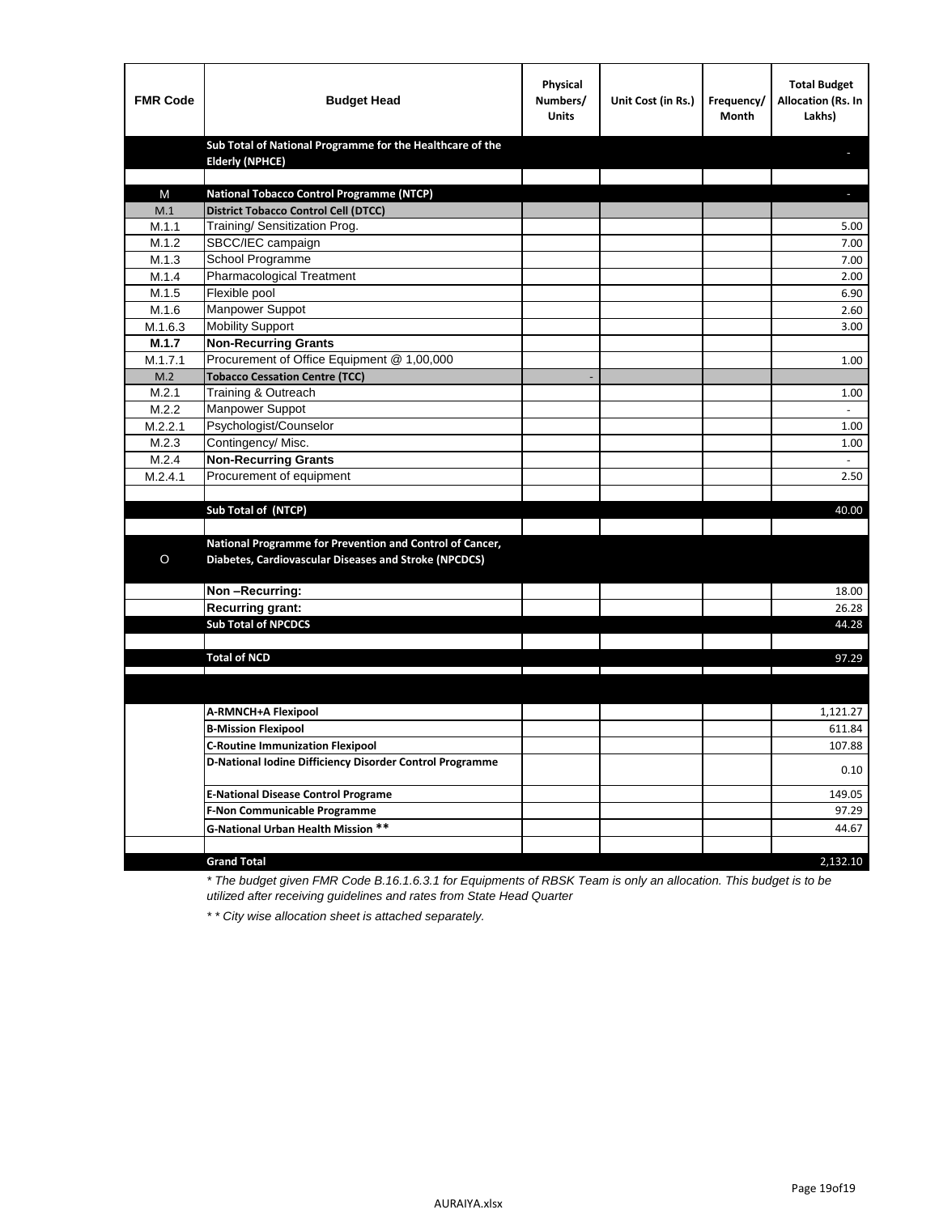| FMR Code | Budget Head | Physical Numbers/ Units | Unit Cost (in Rs.) | Frequency/ Month | Total Budget Allocation (Rs. In Lakhs) |
|---|---|---|---|---|---|
| | **Sub Total of National Programme for the Healthcare of the Elderly (NPHCE)** | | | | - |
| | | | | | |
| M | **National Tobacco Control Programme (NTCP)** | | | | - |
| M.1 | **District Tobacco Control Cell (DTCC)** | | | | |
| M.1.1 | Training/ Sensitization Prog. | | | | 5.00 |
| M.1.2 | SBCC/IEC campaign | | | | 7.00 |
| M.1.3 | School Programme | | | | 7.00 |
| M.1.4 | Pharmacological Treatment | | | | 2.00 |
| M.1.5 | Flexible pool | | | | 6.90 |
| M.1.6 | Manpower Suppot | | | | 2.60 |
| M.1.6.3 | Mobility Support | | | | 3.00 |
| **M.1.7** | **Non-Recurring Grants** | | | | |
| M.1.7.1 | Procurement of Office Equipment @ 1,00,000 | | | | 1.00 |
| M.2 | **Tobacco Cessation Centre (TCC)** | - | | | |
| M.2.1 | Training & Outreach | | | | 1.00 |
| M.2.2 | Manpower Suppot | | | | - |
| M.2.2.1 | Psychologist/Counselor | | | | 1.00 |
| M.2.3 | Contingency/ Misc. | | | | 1.00 |
| M.2.4 | **Non-Recurring Grants** | | | | - |
| M.2.4.1 | Procurement of equipment | | | | 2.50 |
| | | | | | |
| | **Sub Total of (NTCP)** | | | | 40.00 |
| | | | | | |
| O | **National Programme for Prevention and Control of Cancer, Diabetes, Cardiovascular Diseases and Stroke (NPCDCS)** | | | | |
| | **Non –Recurring:** | | | | 18.00 |
| | **Recurring grant:** | | | | 26.28 |
| | **Sub Total of NPCDCS** | | | | 44.28 |
| | | | | | |
| | **Total of NCD** | | | | 97.29 |
| | | | | | |
| | **A-RMNCH+A Flexipool** | | | | 1,121.27 |
| | **B-Mission Flexipool** | | | | 611.84 |
| | **C-Routine Immunization Flexipool** | | | | 107.88 |
| | **D-National Iodine Difficiency Disorder Control Programme** | | | | 0.10 |
| | **E-National Disease Control Programe** | | | | 149.05 |
| | **F-Non Communicable Programme** | | | | 97.29 |
| | **G-National Urban Health Mission \*\*** | | | | 44.67 |
| | | | | | |
| | **Grand Total** | | | | 2,132.10 |

*\* The budget given FMR Code B.16.1.6.3.1 for Equipments of RBSK Team is only an allocation. This budget is to be utilized after receiving guidelines and rates from State Head Quarter*

*\* \* City wise allocation sheet is attached separately.*

AURAIYA.xlsx